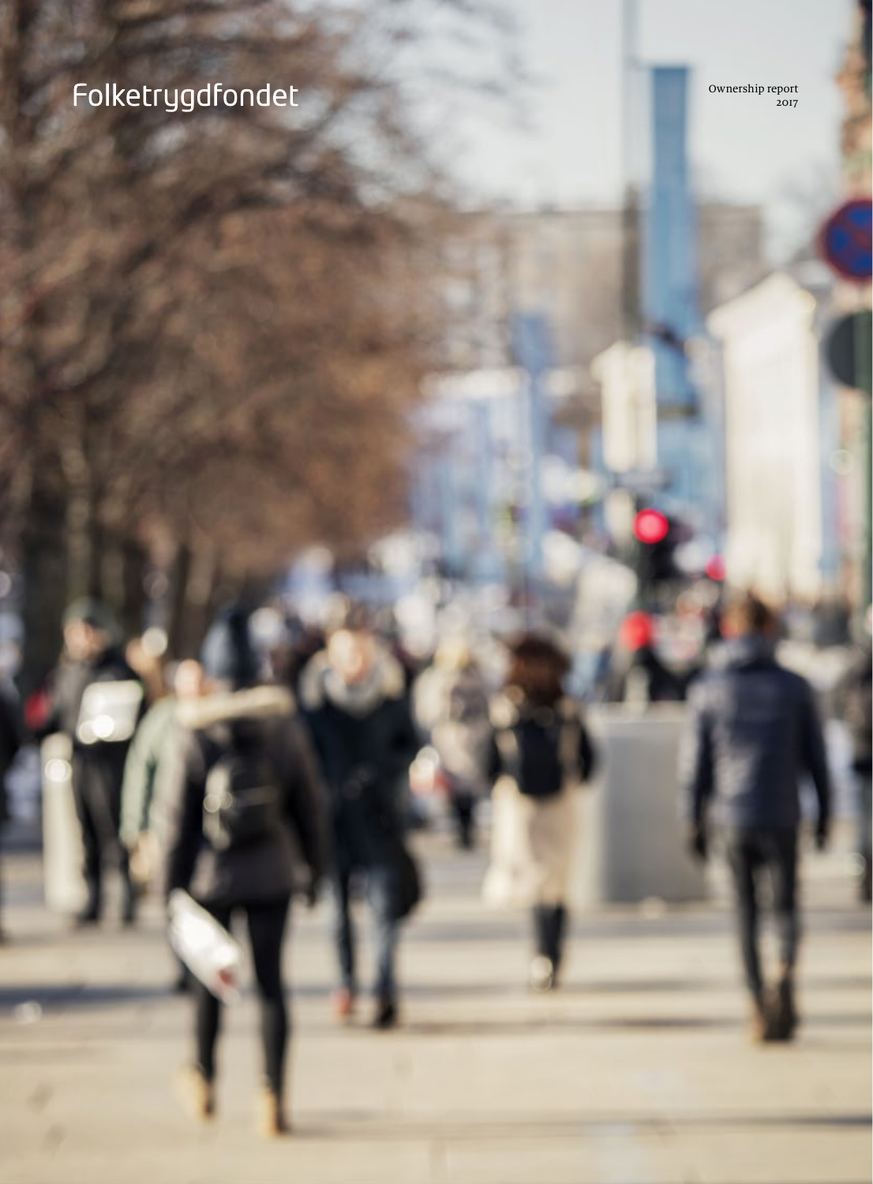# Folketrygdfondet

Ownership report 2017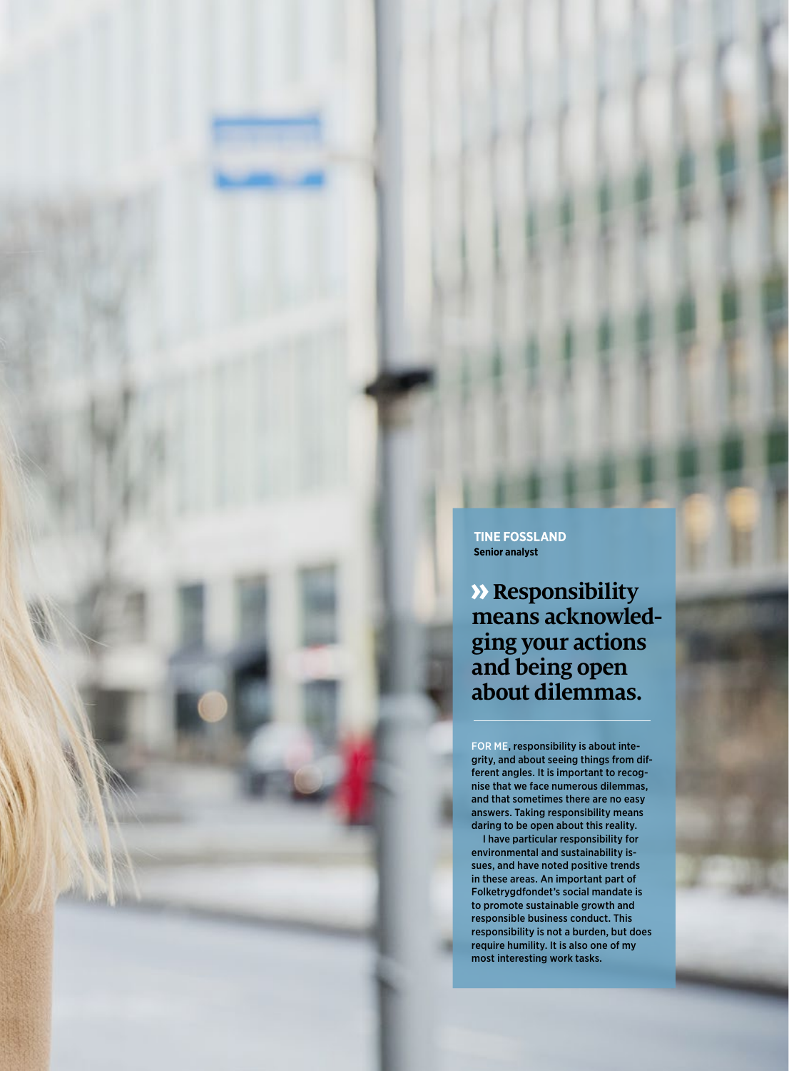**TINE FOSSLAND**
**Senior analyst**

## » Responsibility means acknowledging your actions and being open about dilemmas.

FOR ME, responsibility is about integrity, and about seeing things from different angles. It is important to recognise that we face numerous dilemmas, and that sometimes there are no easy answers. Taking responsibility means daring to be open about this reality.

I have particular responsibility for environmental and sustainability issues, and have noted positive trends in these areas. An important part of Folketrygdfondet's social mandate is to promote sustainable growth and responsible business conduct. This responsibility is not a burden, but does require humility. It is also one of my most interesting work tasks.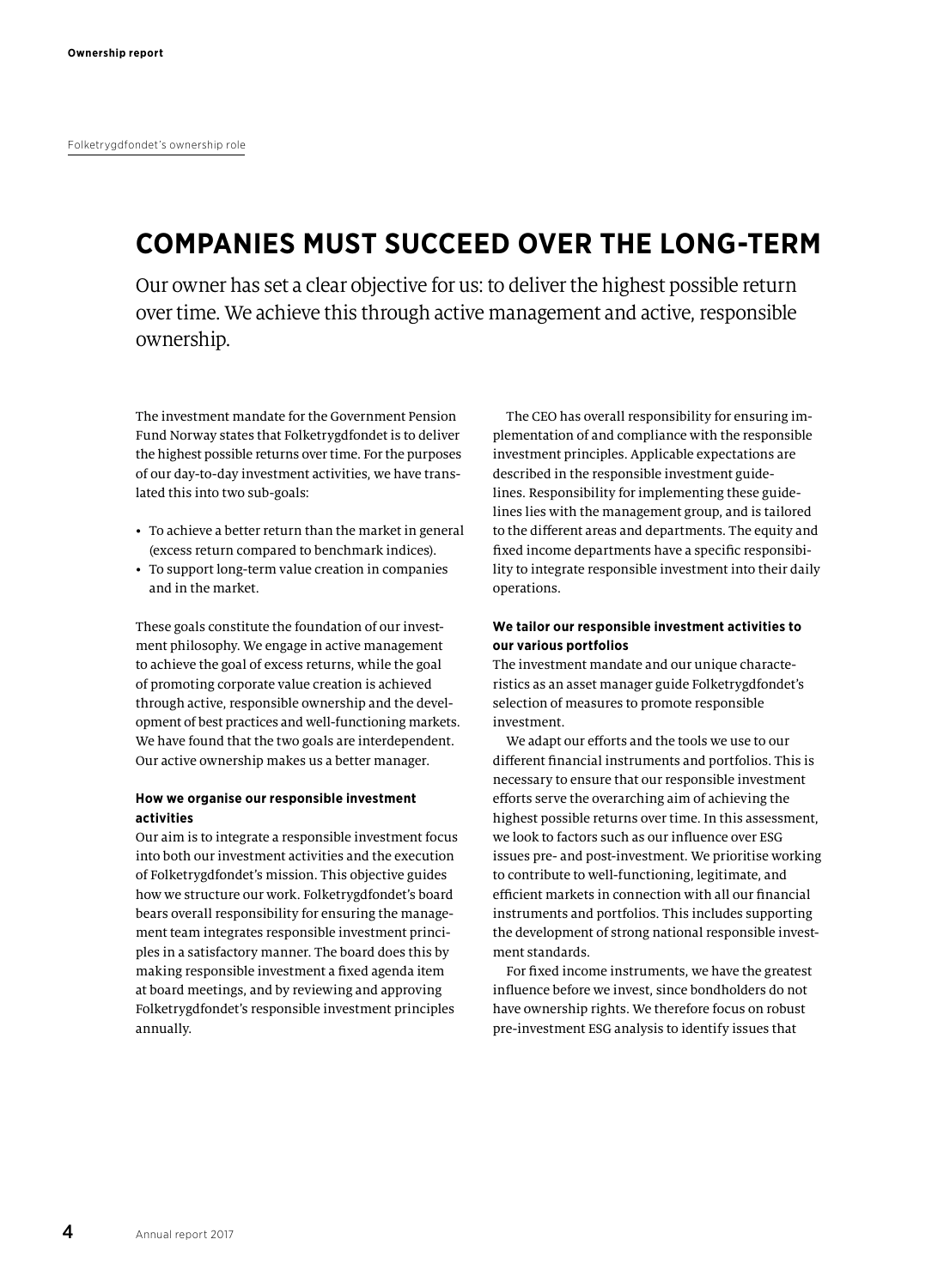Folketrygdfondet's ownership role

# COMPANIES MUST SUCCEED OVER THE LONG-TERM

Our owner has set a clear objective for us: to deliver the highest possible return over time. We achieve this through active management and active, responsible ownership.

The investment mandate for the Government Pension Fund Norway states that Folketrygdfondet is to deliver the highest possible returns over time. For the purposes of our day-to-day investment activities, we have translated this into two sub-goals:

- To achieve a better return than the market in general (excess return compared to benchmark indices).
- To support long-term value creation in companies and in the market.

These goals constitute the foundation of our investment philosophy. We engage in active management to achieve the goal of excess returns, while the goal of promoting corporate value creation is achieved through active, responsible ownership and the development of best practices and well-functioning markets. We have found that the two goals are interdependent. Our active ownership makes us a better manager.

**How we organise our responsible investment activities**

Our aim is to integrate a responsible investment focus into both our investment activities and the execution of Folketrygdfondet's mission. This objective guides how we structure our work. Folketrygdfondet's board bears overall responsibility for ensuring the management team integrates responsible investment principles in a satisfactory manner. The board does this by making responsible investment a fixed agenda item at board meetings, and by reviewing and approving Folketrygdfondet's responsible investment principles annually.

The CEO has overall responsibility for ensuring implementation of and compliance with the responsible investment principles. Applicable expectations are described in the responsible investment guidelines. Responsibility for implementing these guidelines lies with the management group, and is tailored to the different areas and departments. The equity and fixed income departments have a specific responsibility to integrate responsible investment into their daily operations.

**We tailor our responsible investment activities to our various portfolios**

The investment mandate and our unique characteristics as an asset manager guide Folketrygdfondet's selection of measures to promote responsible investment.

We adapt our efforts and the tools we use to our different financial instruments and portfolios. This is necessary to ensure that our responsible investment efforts serve the overarching aim of achieving the highest possible returns over time. In this assessment, we look to factors such as our influence over ESG issues pre- and post-investment. We prioritise working to contribute to well-functioning, legitimate, and efficient markets in connection with all our financial instruments and portfolios. This includes supporting the development of strong national responsible investment standards.

For fixed income instruments, we have the greatest influence before we invest, since bondholders do not have ownership rights. We therefore focus on robust pre-investment ESG analysis to identify issues that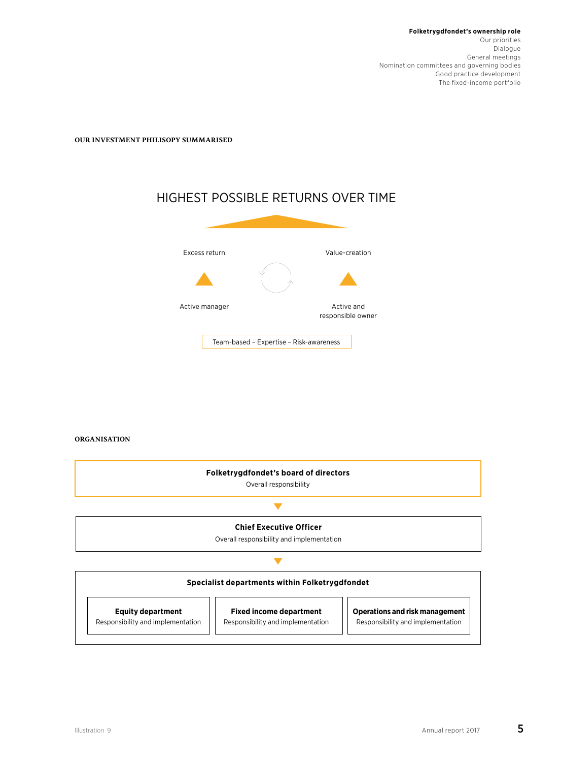**OUR INVESTMENT PHILISOPY SUMMARISED**

HIGHEST POSSIBLE RETURNS OVER TIME

Excess return

Active manager

Value-creation

Active and responsible owner

Team-based – Expertise – Risk-awareness

**ORGANISATION**

**Folketrygdfondet's board of directors**
Overall responsibility

**Chief Executive Officer**
Overall responsibility and implementation

**Specialist departments within Folketrygdfondet**

**Equity department**
Responsibility and implementation

**Fixed income department**
Responsibility and implementation

**Operations and risk management**
Responsibility and implementation

Illustration 9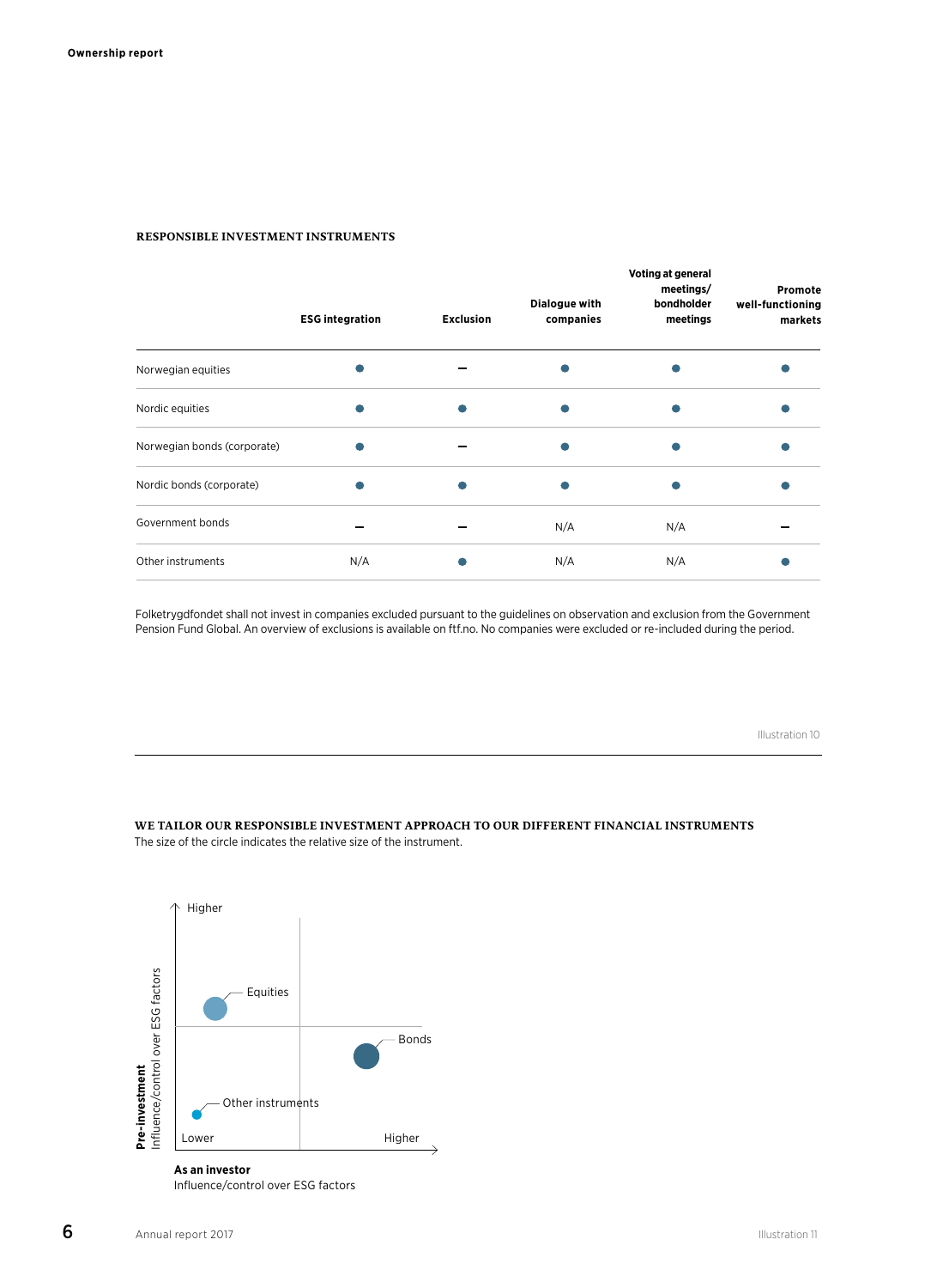## RESPONSIBLE INVESTMENT INSTRUMENTS

| | ESG integration | Exclusion | Dialogue with companies | Voting at general meetings/ bondholder meetings | Promote well-functioning markets |
|---|---|---|---|---|---|
| Norwegian equities | ● | – | ● | ● | ● |
| Nordic equities | ● | ● | ● | ● | ● |
| Norwegian bonds (corporate) | ● | – | ● | ● | ● |
| Nordic bonds (corporate) | ● | ● | ● | ● | ● |
| Government bonds | – | – | N/A | N/A | – |
| Other instruments | N/A | ● | N/A | N/A | ● |

Folketrygdfondet shall not invest in companies excluded pursuant to the guidelines on observation and exclusion from the Government Pension Fund Global. An overview of exclusions is available on ftf.no. No companies were excluded or re-included during the period.

Illustration 10

## WE TAILOR OUR RESPONSIBLE INVESTMENT APPROACH TO OUR DIFFERENT FINANCIAL INSTRUMENTS

The size of the circle indicates the relative size of the instrument.

Y-axis: **Pre-investment** Influence/control over ESG factors (Lower – Higher)

X-axis: **As an investor** Influence/control over ESG factors (Lower – Higher)

- Equities
- Bonds
- Other instruments

Illustration 11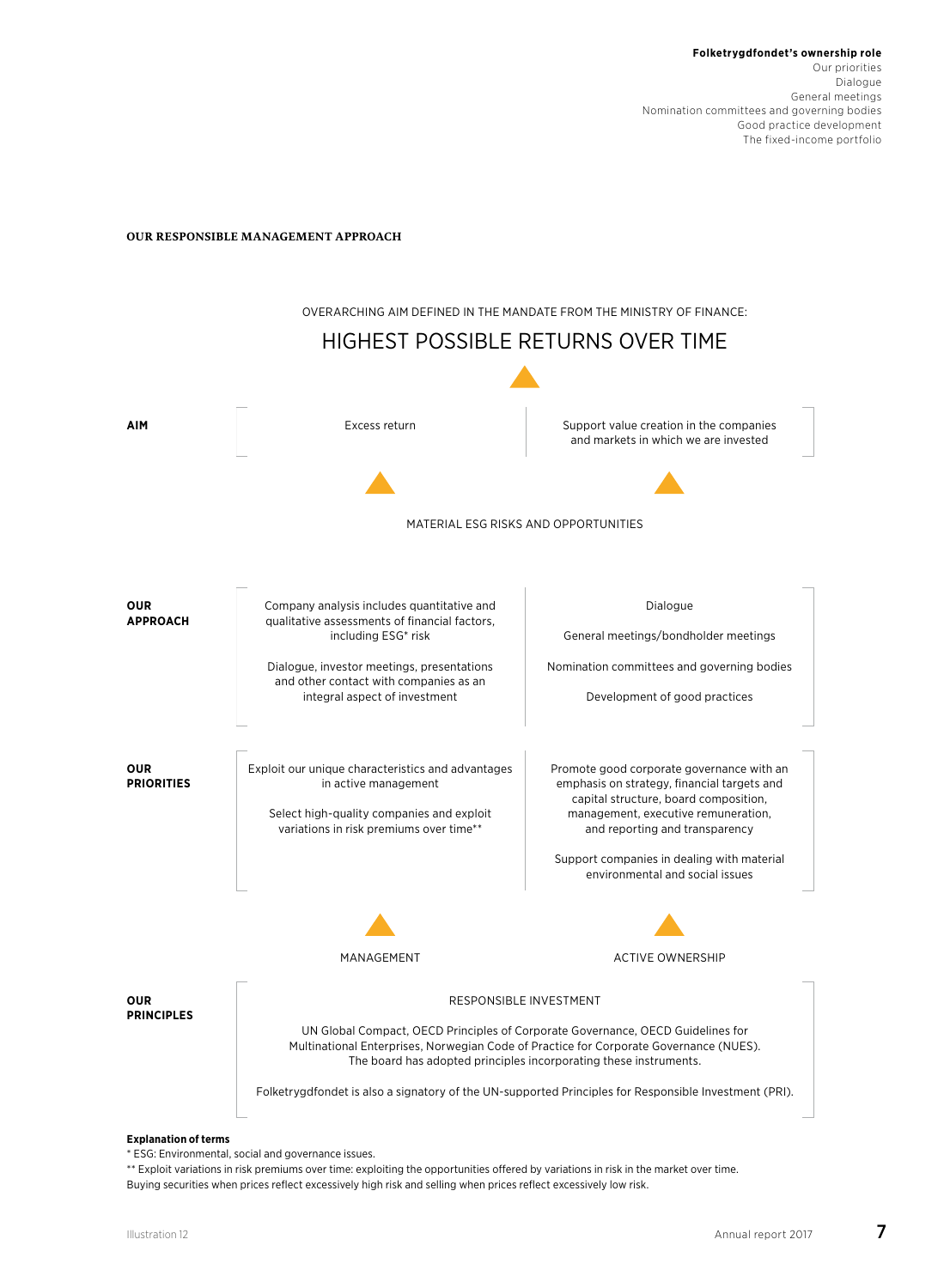**OUR RESPONSIBLE MANAGEMENT APPROACH**

OVERARCHING AIM DEFINED IN THE MANDATE FROM THE MINISTRY OF FINANCE:

HIGHEST POSSIBLE RETURNS OVER TIME

| | | |
|---|---|---|
| **AIM** | Excess return | Support value creation in the companies and markets in which we are invested |

MATERIAL ESG RISKS AND OPPORTUNITIES

| | | |
|---|---|---|
| **OUR APPROACH** | Company analysis includes quantitative and qualitative assessments of financial factors, including ESG* risk<br><br>Dialogue, investor meetings, presentations and other contact with companies as an integral aspect of investment | Dialogue<br><br>General meetings/bondholder meetings<br><br>Nomination committees and governing bodies<br><br>Development of good practices |
| **OUR PRIORITIES** | Exploit our unique characteristics and advantages in active management<br><br>Select high-quality companies and exploit variations in risk premiums over time** | Promote good corporate governance with an emphasis on strategy, financial targets and capital structure, board composition, management, executive remuneration, and reporting and transparency<br><br>Support companies in dealing with material environmental and social issues |
| | MANAGEMENT | ACTIVE OWNERSHIP |

**OUR PRINCIPLES**

RESPONSIBLE INVESTMENT

UN Global Compact, OECD Principles of Corporate Governance, OECD Guidelines for Multinational Enterprises, Norwegian Code of Practice for Corporate Governance (NUES). The board has adopted principles incorporating these instruments.

Folketrygdfondet is also a signatory of the UN-supported Principles for Responsible Investment (PRI).

**Explanation of terms**

\* ESG: Environmental, social and governance issues.

\*\* Exploit variations in risk premiums over time: exploiting the opportunities offered by variations in risk in the market over time. Buying securities when prices reflect excessively high risk and selling when prices reflect excessively low risk.

Illustration 12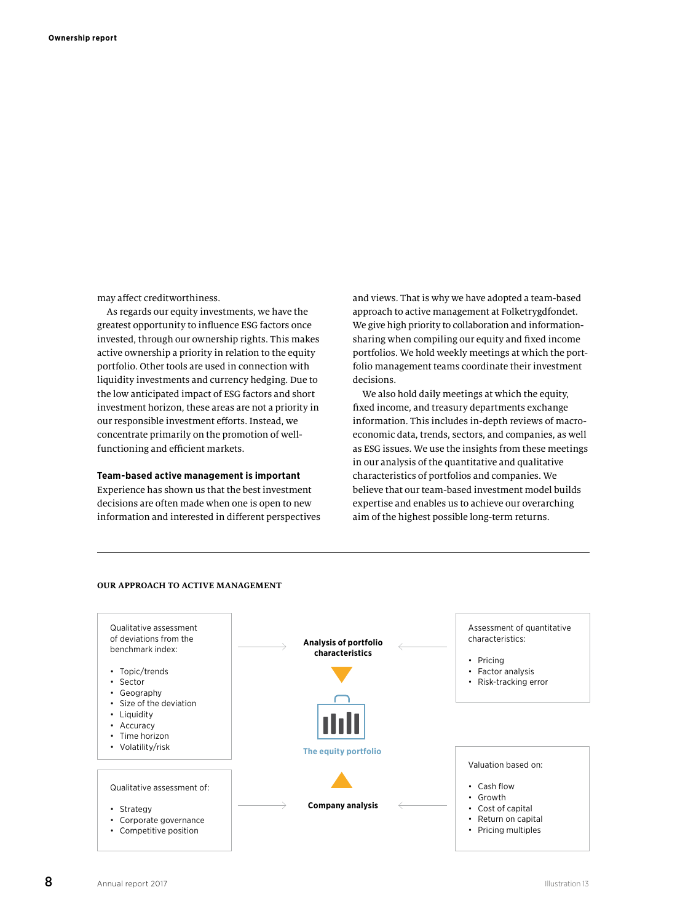may affect creditworthiness.

As regards our equity investments, we have the greatest opportunity to influence ESG factors once invested, through our ownership rights. This makes active ownership a priority in relation to the equity portfolio. Other tools are used in connection with liquidity investments and currency hedging. Due to the low anticipated impact of ESG factors and short investment horizon, these areas are not a priority in our responsible investment efforts. Instead, we concentrate primarily on the promotion of well-functioning and efficient markets.

**Team-based active management is important**

Experience has shown us that the best investment decisions are often made when one is open to new information and interested in different perspectives and views. That is why we have adopted a team-based approach to active management at Folketrygdfondet. We give high priority to collaboration and information-sharing when compiling our equity and fixed income portfolios. We hold weekly meetings at which the portfolio management teams coordinate their investment decisions.

We also hold daily meetings at which the equity, fixed income, and treasury departments exchange information. This includes in-depth reviews of macroeconomic data, trends, sectors, and companies, as well as ESG issues. We use the insights from these meetings in our analysis of the quantitative and qualitative characteristics of portfolios and companies. We believe that our team-based investment model builds expertise and enables us to achieve our overarching aim of the highest possible long-term returns.

---

**OUR APPROACH TO ACTIVE MANAGEMENT**

Qualitative assessment of deviations from the benchmark index:

- Topic/trends
- Sector
- Geography
- Size of the deviation
- Liquidity
- Accuracy
- Time horizon
- Volatility/risk

→ **Analysis of portfolio characteristics** ←

Assessment of quantitative characteristics:

- Pricing
- Factor analysis
- Risk-tracking error

**The equity portfolio**

Qualitative assessment of:

- Strategy
- Corporate governance
- Competitive position

→ **Company analysis** ←

Valuation based on:

- Cash flow
- Growth
- Cost of capital
- Return on capital
- Pricing multiples

Illustration 13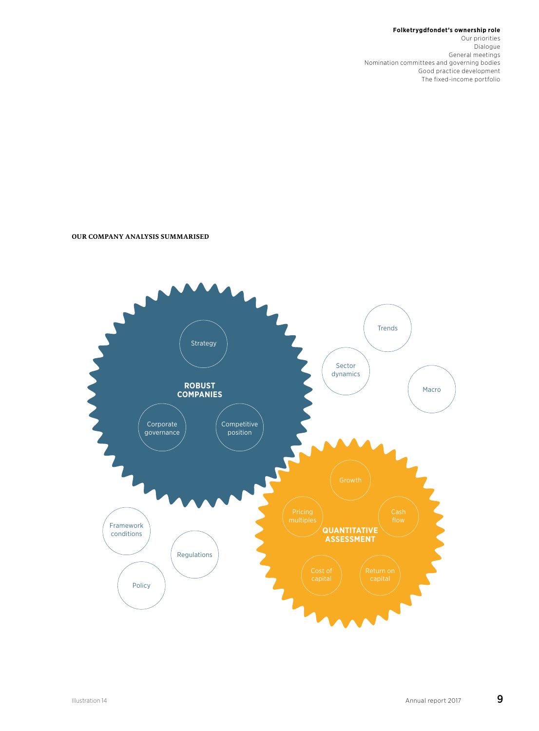**OUR COMPANY ANALYSIS SUMMARISED**

**ROBUST COMPANIES**

- Strategy
- Corporate governance
- Competitive position

**QUANTITATIVE ASSESSMENT**

- Growth
- Pricing multiples
- Cash flow
- Cost of capital
- Return on capital

Trends

Sector dynamics

Macro

Framework conditions

Regulations

Policy

Illustration 14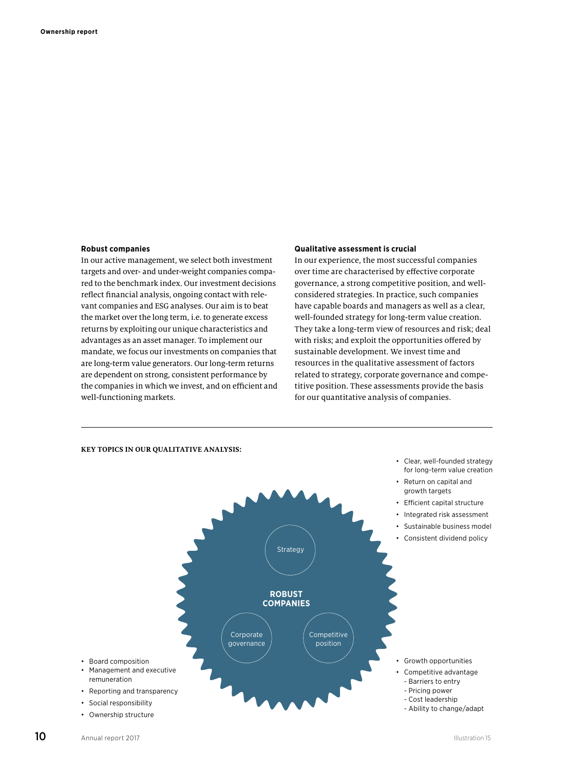### Robust companies

In our active management, we select both investment targets and over- and under-weight companies compared to the benchmark index. Our investment decisions reflect financial analysis, ongoing contact with relevant companies and ESG analyses. Our aim is to beat the market over the long term, i.e. to generate excess returns by exploiting our unique characteristics and advantages as an asset manager. To implement our mandate, we focus our investments on companies that are long-term value generators. Our long-term returns are dependent on strong, consistent performance by the companies in which we invest, and on efficient and well-functioning markets.

### Qualitative assessment is crucial

In our experience, the most successful companies over time are characterised by effective corporate governance, a strong competitive position, and well-considered strategies. In practice, such companies have capable boards and managers as well as a clear, well-founded strategy for long-term value creation. They take a long-term view of resources and risk; deal with risks; and exploit the opportunities offered by sustainable development. We invest time and resources in the qualitative assessment of factors related to strategy, corporate governance and competitive position. These assessments provide the basis for our quantitative analysis of companies.

---

**KEY TOPICS IN OUR QUALITATIVE ANALYSIS:**

**ROBUST COMPANIES**

Strategy
- Clear, well-founded strategy for long-term value creation
- Return on capital and growth targets
- Efficient capital structure
- Integrated risk assessment
- Sustainable business model
- Consistent dividend policy

Corporate governance
- Board composition
- Management and executive remuneration
- Reporting and transparency
- Social responsibility
- Ownership structure

Competitive position
- Growth opportunities
- Competitive advantage
  - Barriers to entry
  - Pricing power
  - Cost leadership
  - Ability to change/adapt

Illustration 15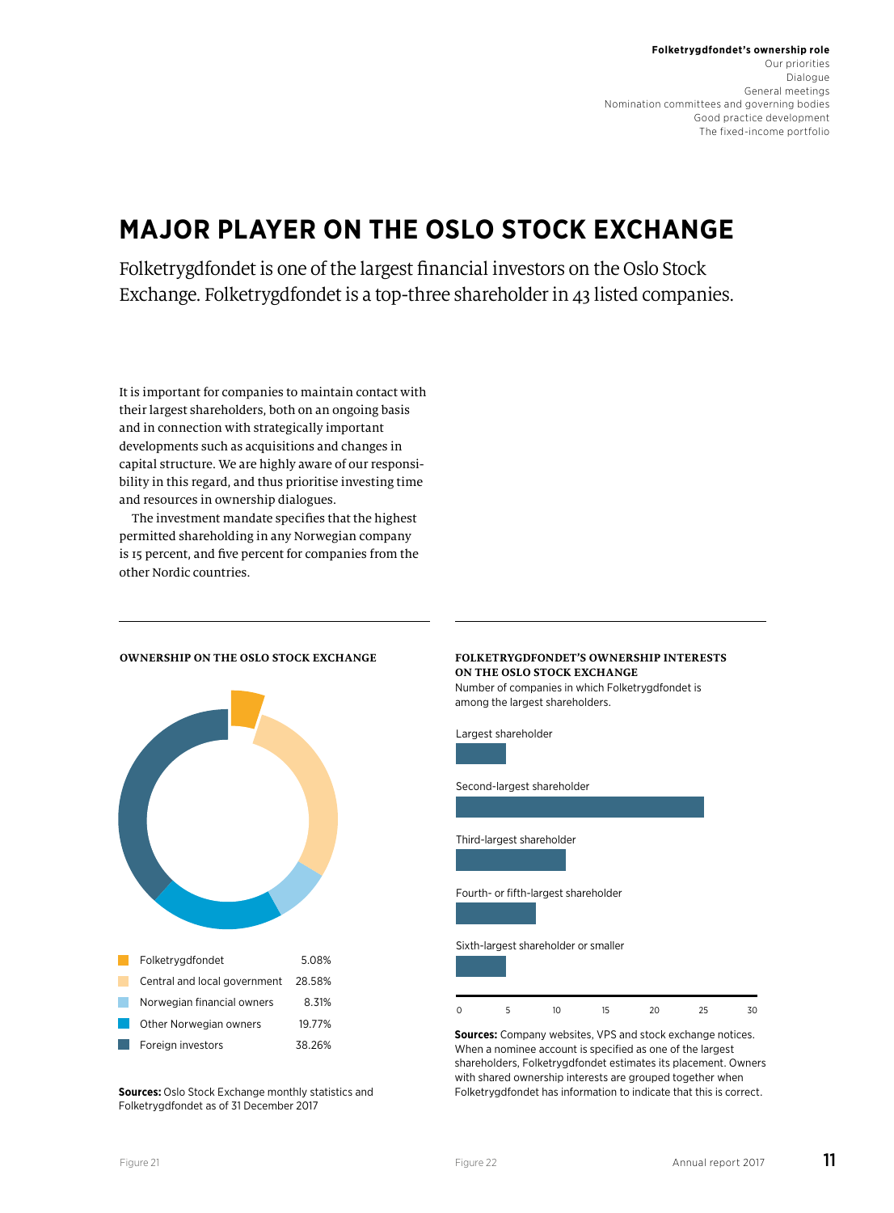# MAJOR PLAYER ON THE OSLO STOCK EXCHANGE

Folketrygdfondet is one of the largest financial investors on the Oslo Stock Exchange. Folketrygdfondet is a top-three shareholder in 43 listed companies.

It is important for companies to maintain contact with their largest shareholders, both on an ongoing basis and in connection with strategically important developments such as acquisitions and changes in capital structure. We are highly aware of our responsibility in this regard, and thus prioritise investing time and resources in ownership dialogues.

The investment mandate specifies that the highest permitted shareholding in any Norwegian company is 15 percent, and five percent for companies from the other Nordic countries.

**OWNERSHIP ON THE OSLO STOCK EXCHANGE**

| | |
|---|---|
| Folketrygdfondet | 5.08% |
| Central and local government | 28.58% |
| Norwegian financial owners | 8.31% |
| Other Norwegian owners | 19.77% |
| Foreign investors | 38.26% |

**Sources:** Oslo Stock Exchange monthly statistics and Folketrygdfondet as of 31 December 2017

Figure 21

**FOLKETRYGDFONDET'S OWNERSHIP INTERESTS ON THE OSLO STOCK EXCHANGE**

Number of companies in which Folketrygdfondet is among the largest shareholders.

| | Number of companies |
|---|---|
| Largest shareholder | 5 |
| Second-largest shareholder | 27 |
| Third-largest shareholder | 11 |
| Fourth- or fifth-largest shareholder | 8 |
| Sixth-largest shareholder or smaller | 5 |

**Sources:** Company websites, VPS and stock exchange notices. When a nominee account is specified as one of the largest shareholders, Folketrygdfondet estimates its placement. Owners with shared ownership interests are grouped together when Folketrygdfondet has information to indicate that this is correct.

Figure 22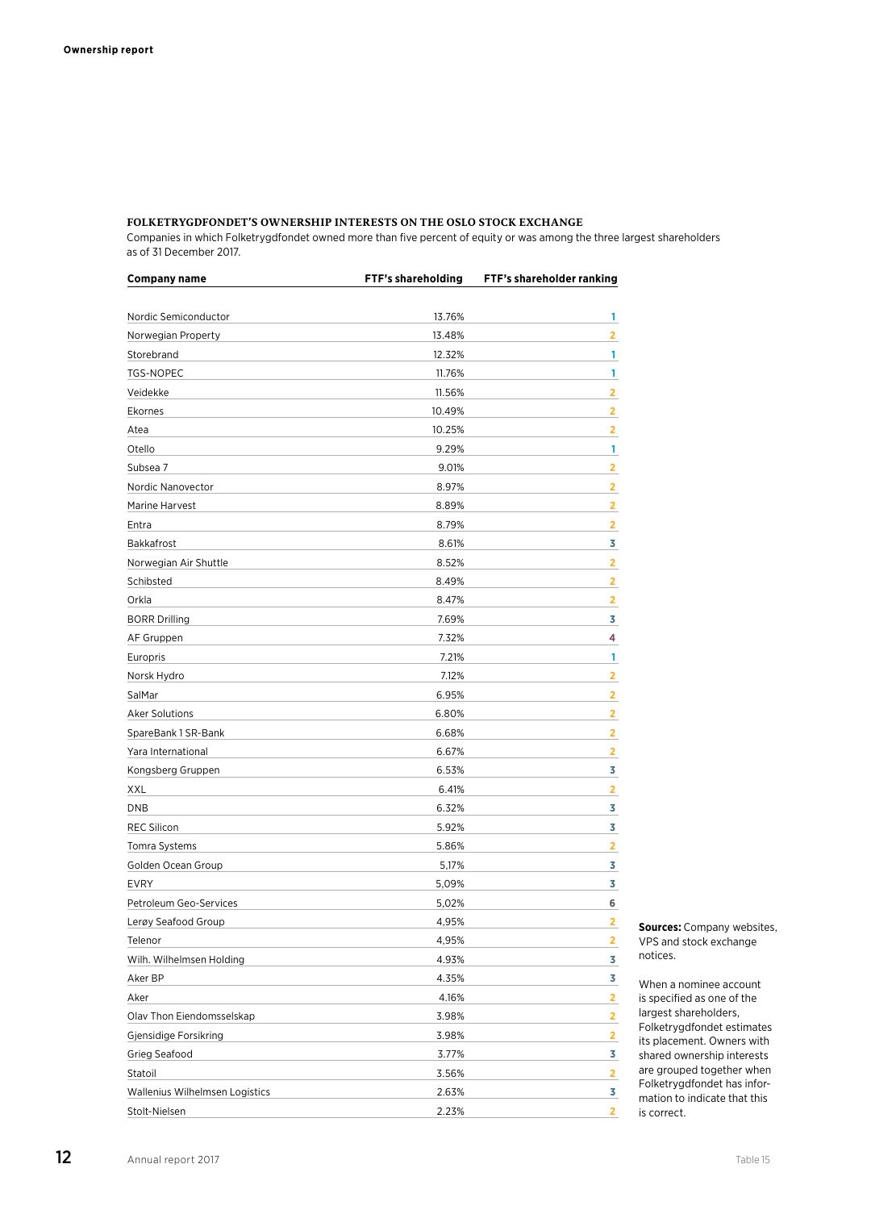### FOLKETRYGDFONDET'S OWNERSHIP INTERESTS ON THE OSLO STOCK EXCHANGE

Companies in which Folketrygdfondet owned more than five percent of equity or was among the three largest shareholders as of 31 December 2017.

| Company name | FTF's shareholding | FTF's shareholder ranking |
|---|---|---|
| Nordic Semiconductor | 13.76% | 1 |
| Norwegian Property | 13.48% | 2 |
| Storebrand | 12.32% | 1 |
| TGS-NOPEC | 11.76% | 1 |
| Veidekke | 11.56% | 2 |
| Ekornes | 10.49% | 2 |
| Atea | 10.25% | 2 |
| Otello | 9.29% | 1 |
| Subsea 7 | 9.01% | 2 |
| Nordic Nanovector | 8.97% | 2 |
| Marine Harvest | 8.89% | 2 |
| Entra | 8.79% | 2 |
| Bakkafrost | 8.61% | 3 |
| Norwegian Air Shuttle | 8.52% | 2 |
| Schibsted | 8.49% | 2 |
| Orkla | 8.47% | 2 |
| BORR Drilling | 7.69% | 3 |
| AF Gruppen | 7.32% | 4 |
| Europris | 7.21% | 1 |
| Norsk Hydro | 7.12% | 2 |
| SalMar | 6.95% | 2 |
| Aker Solutions | 6.80% | 2 |
| SpareBank 1 SR-Bank | 6.68% | 2 |
| Yara International | 6.67% | 2 |
| Kongsberg Gruppen | 6.53% | 3 |
| XXL | 6.41% | 2 |
| DNB | 6.32% | 3 |
| REC Silicon | 5.92% | 3 |
| Tomra Systems | 5.86% | 2 |
| Golden Ocean Group | 5,17% | 3 |
| EVRY | 5,09% | 3 |
| Petroleum Geo-Services | 5,02% | 6 |
| Lerøy Seafood Group | 4,95% | 2 |
| Telenor | 4,95% | 2 |
| Wilh. Wilhelmsen Holding | 4.93% | 3 |
| Aker BP | 4.35% | 3 |
| Aker | 4.16% | 2 |
| Olav Thon Eiendomsselskap | 3.98% | 2 |
| Gjensidige Forsikring | 3.98% | 2 |
| Grieg Seafood | 3.77% | 3 |
| Statoil | 3.56% | 2 |
| Wallenius Wilhelmsen Logistics | 2.63% | 3 |
| Stolt-Nielsen | 2.23% | 2 |

**Sources:** Company websites, VPS and stock exchange notices.

When a nominee account is specified as one of the largest shareholders, Folketrygdfondet estimates its placement. Owners with shared ownership interests are grouped together when Folketrygdfondet has information to indicate that this is correct.

Table 15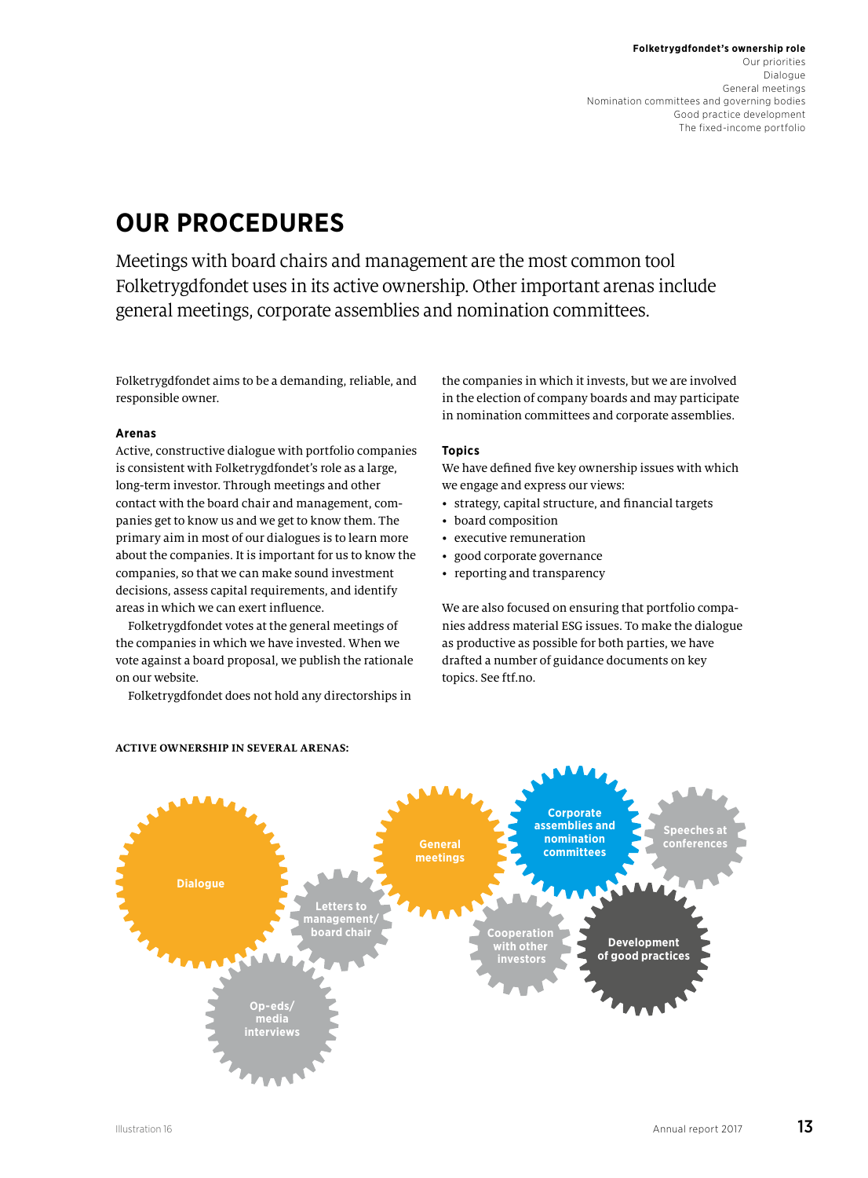# OUR PROCEDURES

Meetings with board chairs and management are the most common tool Folketrygdfondet uses in its active ownership. Other important arenas include general meetings, corporate assemblies and nomination committees.

Folketrygdfondet aims to be a demanding, reliable, and responsible owner.

### Arenas

Active, constructive dialogue with portfolio companies is consistent with Folketrygdfondet's role as a large, long-term investor. Through meetings and other contact with the board chair and management, companies get to know us and we get to know them. The primary aim in most of our dialogues is to learn more about the companies. It is important for us to know the companies, so that we can make sound investment decisions, assess capital requirements, and identify areas in which we can exert influence.

Folketrygdfondet votes at the general meetings of the companies in which we have invested. When we vote against a board proposal, we publish the rationale on our website.

Folketrygdfondet does not hold any directorships in the companies in which it invests, but we are involved in the election of company boards and may participate in nomination committees and corporate assemblies.

### Topics

We have defined five key ownership issues with which we engage and express our views:

- strategy, capital structure, and financial targets
- board composition
- executive remuneration
- good corporate governance
- reporting and transparency

We are also focused on ensuring that portfolio companies address material ESG issues. To make the dialogue as productive as possible for both parties, we have drafted a number of guidance documents on key topics. See ftf.no.

**ACTIVE OWNERSHIP IN SEVERAL ARENAS:**

- Dialogue
- Letters to management/board chair
- Op-eds/media interviews
- General meetings
- Cooperation with other investors
- Corporate assemblies and nomination committees
- Development of good practices
- Speeches at conferences

Illustration 16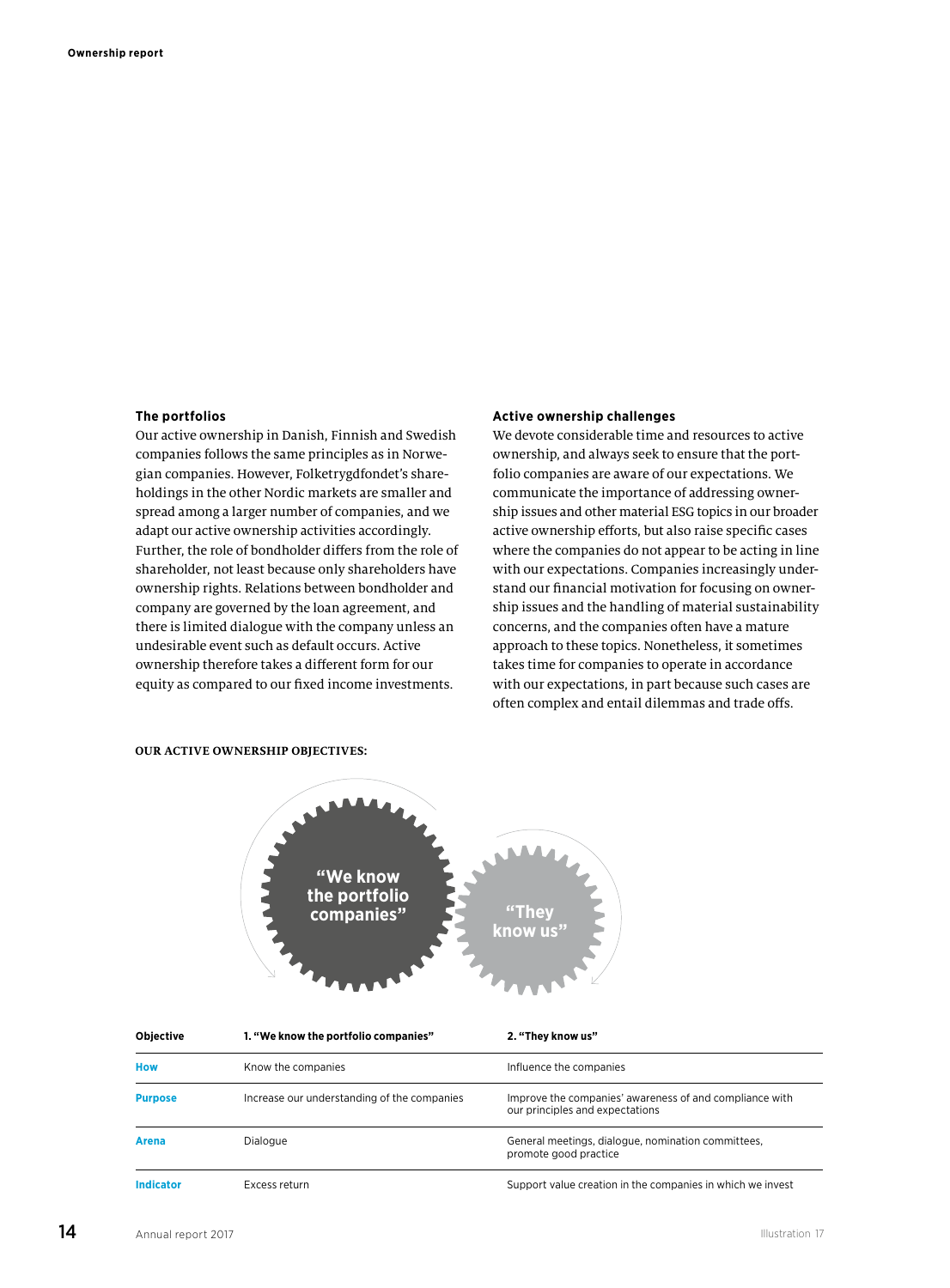### The portfolios

Our active ownership in Danish, Finnish and Swedish companies follows the same principles as in Norwegian companies. However, Folketrygdfondet's shareholdings in the other Nordic markets are smaller and spread among a larger number of companies, and we adapt our active ownership activities accordingly. Further, the role of bondholder differs from the role of shareholder, not least because only shareholders have ownership rights. Relations between bondholder and company are governed by the loan agreement, and there is limited dialogue with the company unless an undesirable event such as default occurs. Active ownership therefore takes a different form for our equity as compared to our fixed income investments.

### Active ownership challenges

We devote considerable time and resources to active ownership, and always seek to ensure that the portfolio companies are aware of our expectations. We communicate the importance of addressing ownership issues and other material ESG topics in our broader active ownership efforts, but also raise specific cases where the companies do not appear to be acting in line with our expectations. Companies increasingly understand our financial motivation for focusing on ownership issues and the handling of material sustainability concerns, and the companies often have a mature approach to these topics. Nonetheless, it sometimes takes time for companies to operate in accordance with our expectations, in part because such cases are often complex and entail dilemmas and trade offs.

**OUR ACTIVE OWNERSHIP OBJECTIVES:**

"We know the portfolio companies"

"They know us"

| Objective | 1. "We know the portfolio companies" | 2. "They know us" |
|---|---|---|
| **How** | Know the companies | Influence the companies |
| **Purpose** | Increase our understanding of the companies | Improve the companies' awareness of and compliance with our principles and expectations |
| **Arena** | Dialogue | General meetings, dialogue, nomination committees, promote good practice |
| **Indicator** | Excess return | Support value creation in the companies in which we invest |

Illustration 17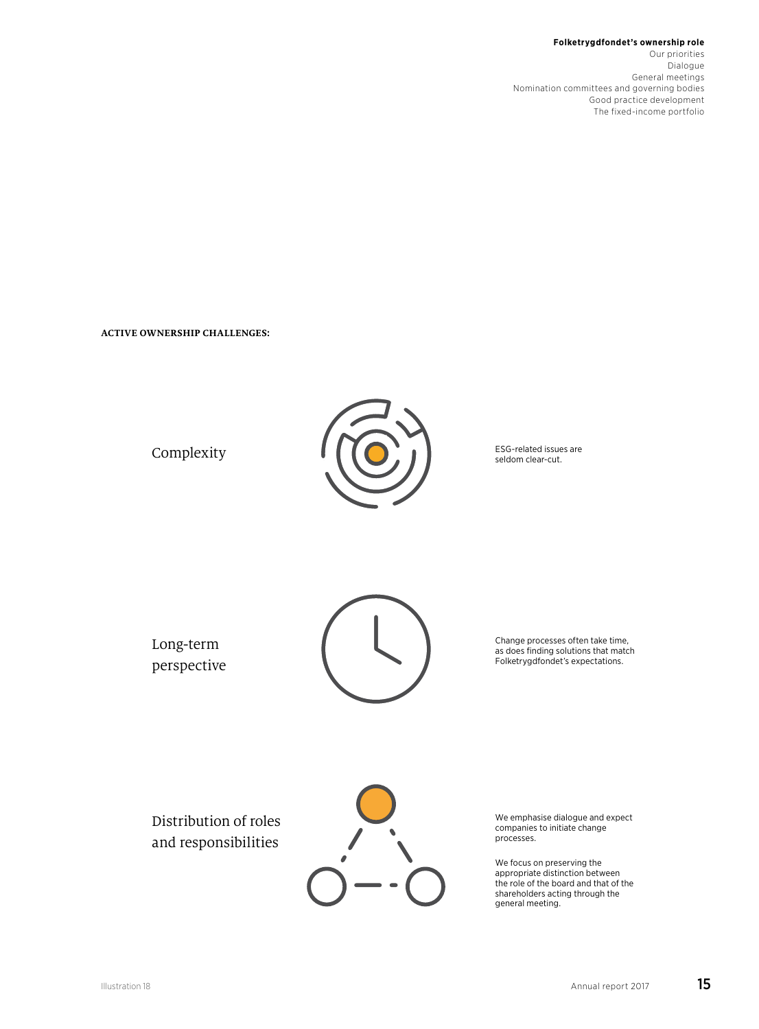**ACTIVE OWNERSHIP CHALLENGES:**

### Complexity

ESG-related issues are seldom clear-cut.

### Long-term perspective

Change processes often take time, as does finding solutions that match Folketrygdfondet's expectations.

### Distribution of roles and responsibilities

We emphasise dialogue and expect companies to initiate change processes.

We focus on preserving the appropriate distinction between the role of the board and that of the shareholders acting through the general meeting.

Illustration 18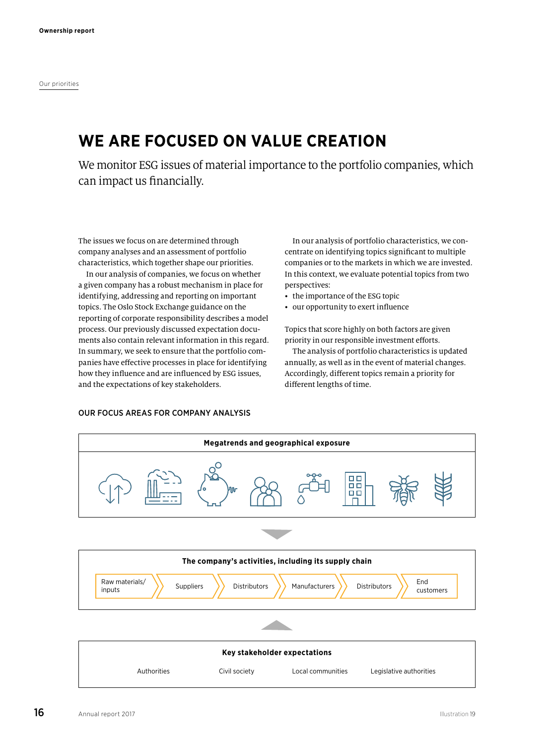Our priorities

# WE ARE FOCUSED ON VALUE CREATION

We monitor ESG issues of material importance to the portfolio companies, which can impact us financially.

The issues we focus on are determined through company analyses and an assessment of portfolio characteristics, which together shape our priorities.

In our analysis of companies, we focus on whether a given company has a robust mechanism in place for identifying, addressing and reporting on important topics. The Oslo Stock Exchange guidance on the reporting of corporate responsibility describes a model process. Our previously discussed expectation documents also contain relevant information in this regard. In summary, we seek to ensure that the portfolio companies have effective processes in place for identifying how they influence and are influenced by ESG issues, and the expectations of key stakeholders.

In our analysis of portfolio characteristics, we concentrate on identifying topics significant to multiple companies or to the markets in which we are invested. In this context, we evaluate potential topics from two perspectives:

- the importance of the ESG topic
- our opportunity to exert influence

Topics that score highly on both factors are given priority in our responsible investment efforts.

The analysis of portfolio characteristics is updated annually, as well as in the event of material changes. Accordingly, different topics remain a priority for different lengths of time.

## OUR FOCUS AREAS FOR COMPANY ANALYSIS

**Megatrends and geographical exposure**

**The company's activities, including its supply chain**

Raw materials/inputs → Suppliers → Distributors → Manufacturers → Distributors → End customers

**Key stakeholder expectations**

Authorities | Civil society | Local communities | Legislative authorities

Illustration 19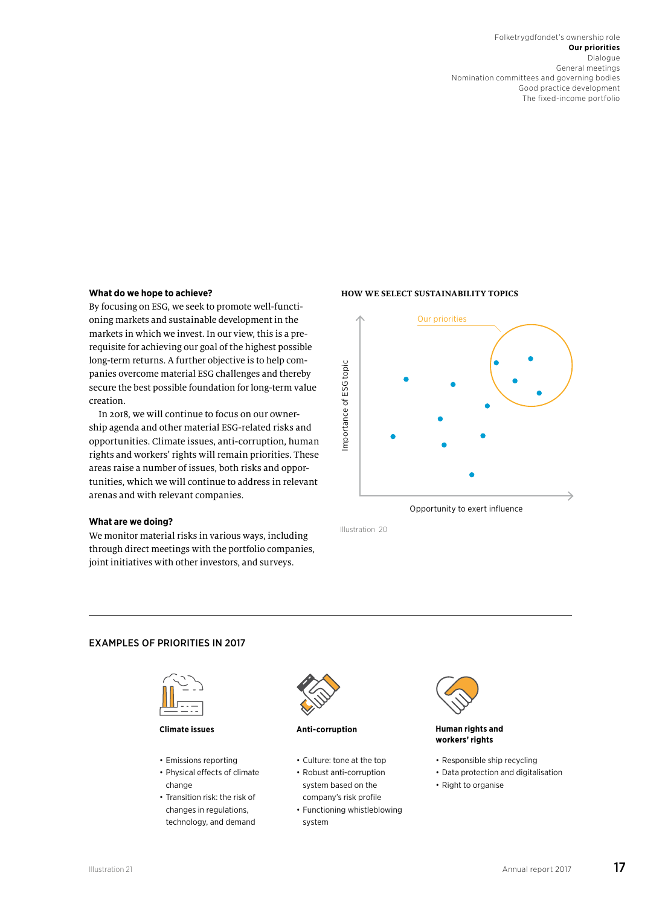### What do we hope to achieve?

By focusing on ESG, we seek to promote well-functioning markets and sustainable development in the markets in which we invest. In our view, this is a prerequisite for achieving our goal of the highest possible long-term returns. A further objective is to help companies overcome material ESG challenges and thereby secure the best possible foundation for long-term value creation.

In 2018, we will continue to focus on our ownership agenda and other material ESG-related risks and opportunities. Climate issues, anti-corruption, human rights and workers' rights will remain priorities. These areas raise a number of issues, both risks and opportunities, which we will continue to address in relevant arenas and with relevant companies.

### What are we doing?

We monitor material risks in various ways, including through direct meetings with the portfolio companies, joint initiatives with other investors, and surveys.

**HOW WE SELECT SUSTAINABILITY TOPICS**

Our priorities

Importance of ESG topic

Opportunity to exert influence

Illustration 20

## EXAMPLES OF PRIORITIES IN 2017

**Climate issues**

- Emissions reporting
- Physical effects of climate change
- Transition risk: the risk of changes in regulations, technology, and demand

**Anti-corruption**

- Culture: tone at the top
- Robust anti-corruption system based on the company's risk profile
- Functioning whistleblowing system

**Human rights and workers' rights**

- Responsible ship recycling
- Data protection and digitalisation
- Right to organise

Illustration 21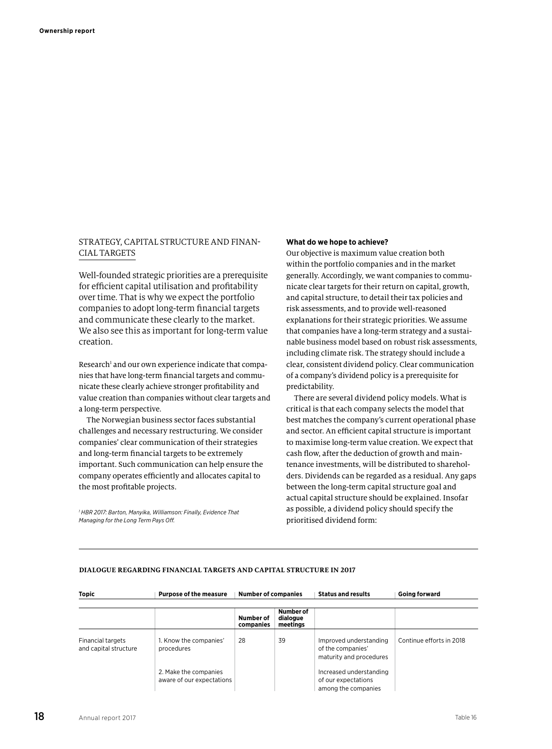## STRATEGY, CAPITAL STRUCTURE AND FINANCIAL TARGETS

Well-founded strategic priorities are a prerequisite for efficient capital utilisation and profitability over time. That is why we expect the portfolio companies to adopt long-term financial targets and communicate these clearly to the market. We also see this as important for long-term value creation.

Research[1] and our own experience indicate that companies that have long-term financial targets and communicate these clearly achieve stronger profitability and value creation than companies without clear targets and a long-term perspective.

The Norwegian business sector faces substantial challenges and necessary restructuring. We consider companies' clear communication of their strategies and long-term financial targets to be extremely important. Such communication can help ensure the company operates efficiently and allocates capital to the most profitable projects.

*[1] HBR 2017: Barton, Manyika, Williamson: Finally, Evidence That Managing for the Long Term Pays Off.*

**What do we hope to achieve?**

Our objective is maximum value creation both within the portfolio companies and in the market generally. Accordingly, we want companies to communicate clear targets for their return on capital, growth, and capital structure, to detail their tax policies and risk assessments, and to provide well-reasoned explanations for their strategic priorities. We assume that companies have a long-term strategy and a sustainable business model based on robust risk assessments, including climate risk. The strategy should include a clear, consistent dividend policy. Clear communication of a company's dividend policy is a prerequisite for predictability.

There are several dividend policy models. What is critical is that each company selects the model that best matches the company's current operational phase and sector. An efficient capital structure is important to maximise long-term value creation. We expect that cash flow, after the deduction of growth and maintenance investments, will be distributed to shareholders. Dividends can be regarded as a residual. Any gaps between the long-term capital structure goal and actual capital structure should be explained. Insofar as possible, a dividend policy should specify the prioritised dividend form:

**DIALOGUE REGARDING FINANCIAL TARGETS AND CAPITAL STRUCTURE IN 2017**

| Topic | Purpose of the measure | Number of companies | | Status and results | Going forward |
|---|---|---|---|---|---|
| | | Number of companies | Number of dialogue meetings | | |
| Financial targets and capital structure | 1. Know the companies' procedures | 28 | 39 | Improved understanding of the companies' maturity and procedures | Continue efforts in 2018 |
| | 2. Make the companies aware of our expectations | | | Increased understanding of our expectations among the companies | |

Table 16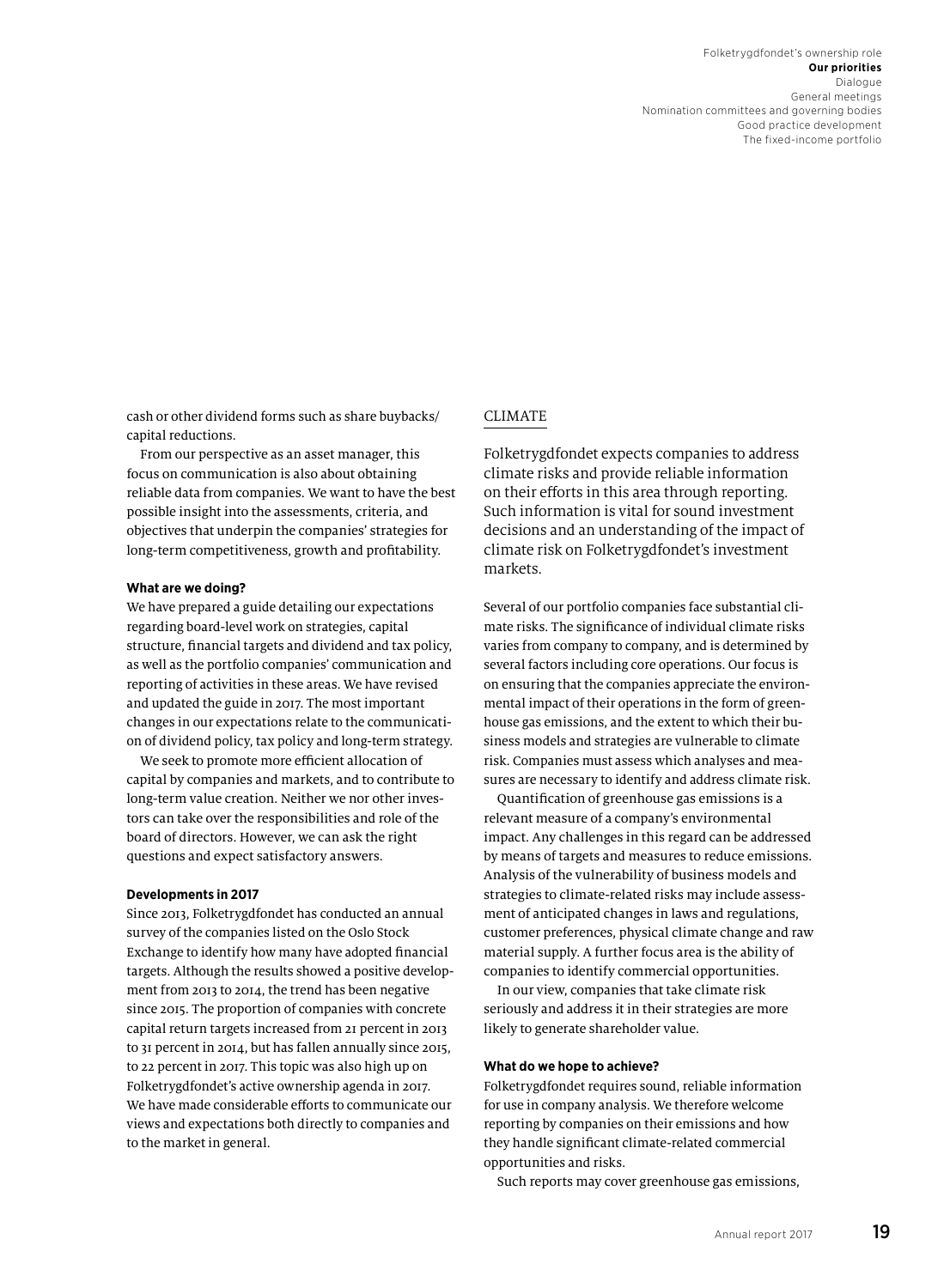cash or other dividend forms such as share buybacks/ capital reductions.

From our perspective as an asset manager, this focus on communication is also about obtaining reliable data from companies. We want to have the best possible insight into the assessments, criteria, and objectives that underpin the companies' strategies for long-term competitiveness, growth and profitability.

**What are we doing?**

We have prepared a guide detailing our expectations regarding board-level work on strategies, capital structure, financial targets and dividend and tax policy, as well as the portfolio companies' communication and reporting of activities in these areas. We have revised and updated the guide in 2017. The most important changes in our expectations relate to the communication of dividend policy, tax policy and long-term strategy.

We seek to promote more efficient allocation of capital by companies and markets, and to contribute to long-term value creation. Neither we nor other investors can take over the responsibilities and role of the board of directors. However, we can ask the right questions and expect satisfactory answers.

**Developments in 2017**

Since 2013, Folketrygdfondet has conducted an annual survey of the companies listed on the Oslo Stock Exchange to identify how many have adopted financial targets. Although the results showed a positive development from 2013 to 2014, the trend has been negative since 2015. The proportion of companies with concrete capital return targets increased from 21 percent in 2013 to 31 percent in 2014, but has fallen annually since 2015, to 22 percent in 2017. This topic was also high up on Folketrygdfondet's active ownership agenda in 2017. We have made considerable efforts to communicate our views and expectations both directly to companies and to the market in general.

## CLIMATE

Folketrygdfondet expects companies to address climate risks and provide reliable information on their efforts in this area through reporting. Such information is vital for sound investment decisions and an understanding of the impact of climate risk on Folketrygdfondet's investment markets.

Several of our portfolio companies face substantial climate risks. The significance of individual climate risks varies from company to company, and is determined by several factors including core operations. Our focus is on ensuring that the companies appreciate the environmental impact of their operations in the form of greenhouse gas emissions, and the extent to which their business models and strategies are vulnerable to climate risk. Companies must assess which analyses and measures are necessary to identify and address climate risk.

Quantification of greenhouse gas emissions is a relevant measure of a company's environmental impact. Any challenges in this regard can be addressed by means of targets and measures to reduce emissions. Analysis of the vulnerability of business models and strategies to climate-related risks may include assessment of anticipated changes in laws and regulations, customer preferences, physical climate change and raw material supply. A further focus area is the ability of companies to identify commercial opportunities.

In our view, companies that take climate risk seriously and address it in their strategies are more likely to generate shareholder value.

**What do we hope to achieve?**

Folketrygdfondet requires sound, reliable information for use in company analysis. We therefore welcome reporting by companies on their emissions and how they handle significant climate-related commercial opportunities and risks.

Such reports may cover greenhouse gas emissions,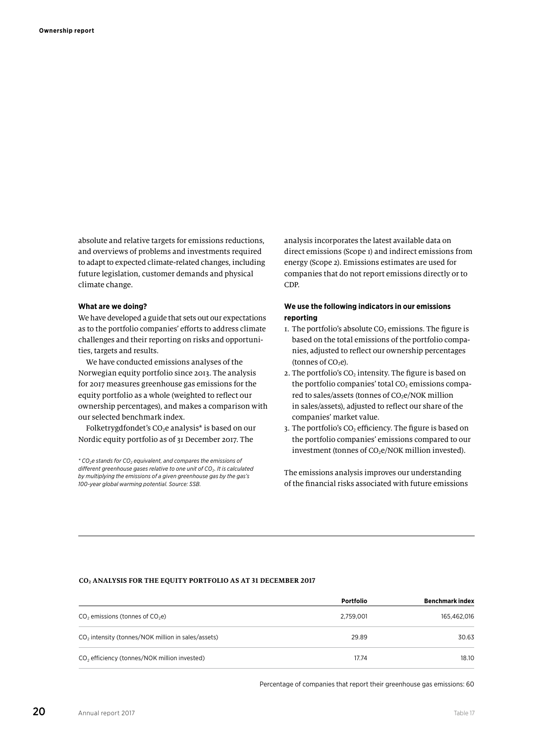absolute and relative targets for emissions reductions, and overviews of problems and investments required to adapt to expected climate-related changes, including future legislation, customer demands and physical climate change.

**What are we doing?**

We have developed a guide that sets out our expectations as to the portfolio companies' efforts to address climate challenges and their reporting on risks and opportunities, targets and results.

We have conducted emissions analyses of the Norwegian equity portfolio since 2013. The analysis for 2017 measures greenhouse gas emissions for the equity portfolio as a whole (weighted to reflect our ownership percentages), and makes a comparison with our selected benchmark index.

Folketrygdfondet's $CO_2e$ analysis* is based on our Nordic equity portfolio as of 31 December 2017. The analysis incorporates the latest available data on direct emissions (Scope 1) and indirect emissions from energy (Scope 2). Emissions estimates are used for companies that do not report emissions directly or to CDP.

*\* $CO_2e$ stands for $CO_2$ equivalent, and compares the emissions of different greenhouse gases relative to one unit of $CO_2$. It is calculated by multiplying the emissions of a given greenhouse gas by the gas's 100-year global warming potential. Source: SSB.*

**We use the following indicators in our emissions reporting**

1. The portfolio's absolute $CO_2$ emissions. The figure is based on the total emissions of the portfolio companies, adjusted to reflect our ownership percentages (tonnes of $CO_2e$).
2. The portfolio's $CO_2$ intensity. The figure is based on the portfolio companies' total $CO_2$ emissions compared to sales/assets (tonnes of $CO_2e$/NOK million in sales/assets), adjusted to reflect our share of the companies' market value.
3. The portfolio's $CO_2$ efficiency. The figure is based on the portfolio companies' emissions compared to our investment (tonnes of $CO_2e$/NOK million invested).

The emissions analysis improves our understanding of the financial risks associated with future emissions

**$CO_2$ ANALYSIS FOR THE EQUITY PORTFOLIO AS AT 31 DECEMBER 2017**

| | Portfolio | Benchmark index |
|---|---|---|
| $CO_2$ emissions (tonnes of $CO_2e$) | 2,759,001 | 165,462,016 |
| $CO_2$ intensity (tonnes/NOK million in sales/assets) | 29.89 | 30.63 |
| $CO_2$ efficiency (tonnes/NOK million invested) | 17.74 | 18.10 |

Percentage of companies that report their greenhouse gas emissions: 60

Table 17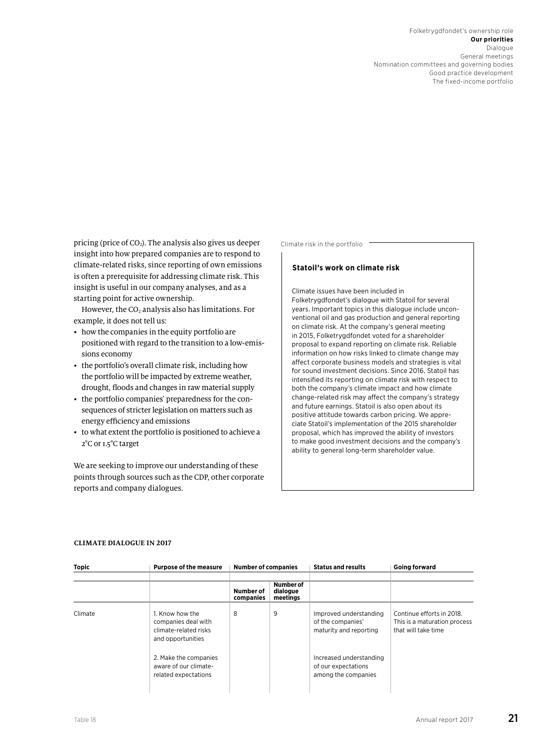pricing (price of $CO_2$). The analysis also gives us deeper insight into how prepared companies are to respond to climate-related risks, since reporting of own emissions is often a prerequisite for addressing climate risk. This insight is useful in our company analyses, and as a starting point for active ownership.

However, the $CO_2$ analysis also has limitations. For example, it does not tell us:

- how the companies in the equity portfolio are positioned with regard to the transition to a low-emissions economy
- the portfolio's overall climate risk, including how the portfolio will be impacted by extreme weather, drought, floods and changes in raw material supply
- the portfolio companies' preparedness for the consequences of stricter legislation on matters such as energy efficiency and emissions
- to what extent the portfolio is positioned to achieve a 2°C or 1.5°C target

We are seeking to improve our understanding of these points through sources such as the CDP, other corporate reports and company dialogues.

Climate risk in the portfolio

### Statoil's work on climate risk

Climate issues have been included in Folketrygdfondet's dialogue with Statoil for several years. Important topics in this dialogue include unconventional oil and gas production and general reporting on climate risk. At the company's general meeting in 2015, Folketrygdfondet voted for a shareholder proposal to expand reporting on climate risk. Reliable information on how risks linked to climate change may affect corporate business models and strategies is vital for sound investment decisions. Since 2016, Statoil has intensified its reporting on climate risk with respect to both the company's climate impact and how climate change-related risk may affect the company's strategy and future earnings. Statoil is also open about its positive attitude towards carbon pricing. We appreciate Statoil's implementation of the 2015 shareholder proposal, which has improved the ability of investors to make good investment decisions and the company's ability to general long-term shareholder value.

**CLIMATE DIALOGUE IN 2017**

| Topic | Purpose of the measure | Number of companies | | Status and results | Going forward |
|---|---|---|---|---|---|
| | | Number of companies | Number of dialogue meetings | | |
| Climate | 1. Know how the companies deal with climate-related risks and opportunities | 8 | 9 | Improved understanding of the companies' maturity and reporting | Continue efforts in 2018. This is a maturation process that will take time |
| | 2. Make the companies aware of our climate-related expectations | | | Increased understanding of our expectations among the companies | |

Table 18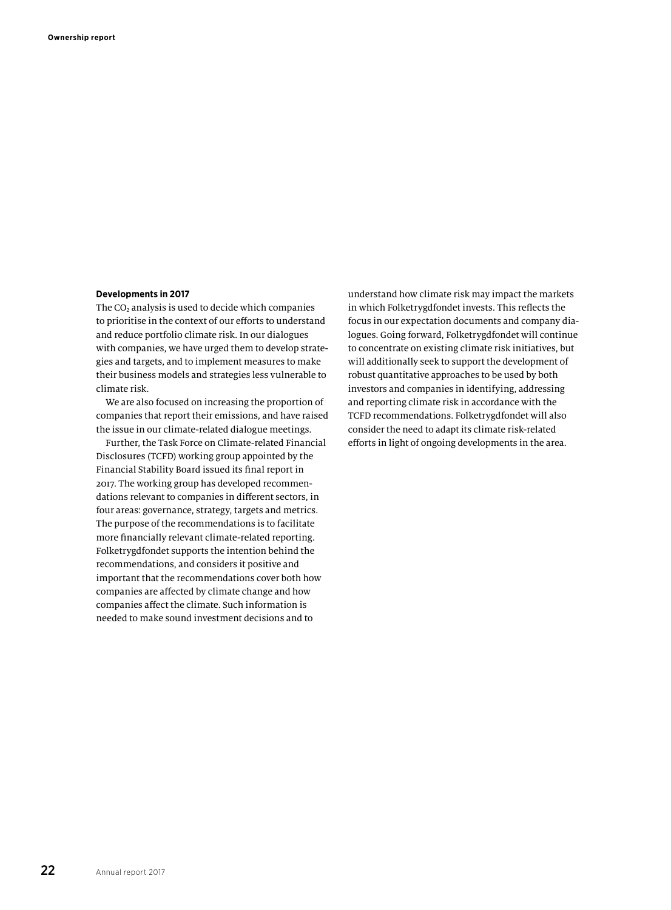### Developments in 2017

The $CO_2$ analysis is used to decide which companies to prioritise in the context of our efforts to understand and reduce portfolio climate risk. In our dialogues with companies, we have urged them to develop strategies and targets, and to implement measures to make their business models and strategies less vulnerable to climate risk.

We are also focused on increasing the proportion of companies that report their emissions, and have raised the issue in our climate-related dialogue meetings.

Further, the Task Force on Climate-related Financial Disclosures (TCFD) working group appointed by the Financial Stability Board issued its final report in 2017. The working group has developed recommendations relevant to companies in different sectors, in four areas: governance, strategy, targets and metrics. The purpose of the recommendations is to facilitate more financially relevant climate-related reporting. Folketrygdfondet supports the intention behind the recommendations, and considers it positive and important that the recommendations cover both how companies are affected by climate change and how companies affect the climate. Such information is needed to make sound investment decisions and to understand how climate risk may impact the markets in which Folketrygdfondet invests. This reflects the focus in our expectation documents and company dialogues. Going forward, Folketrygdfondet will continue to concentrate on existing climate risk initiatives, but will additionally seek to support the development of robust quantitative approaches to be used by both investors and companies in identifying, addressing and reporting climate risk in accordance with the TCFD recommendations. Folketrygdfondet will also consider the need to adapt its climate risk-related efforts in light of ongoing developments in the area.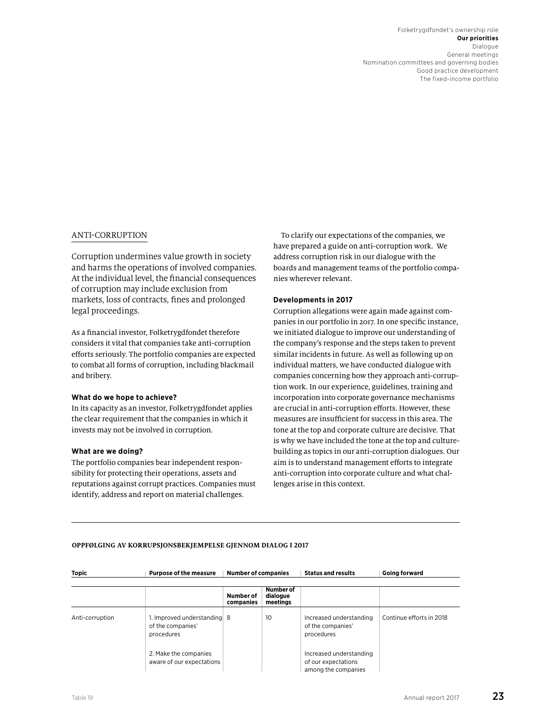## ANTI-CORRUPTION

Corruption undermines value growth in society and harms the operations of involved companies. At the individual level, the financial consequences of corruption may include exclusion from markets, loss of contracts, fines and prolonged legal proceedings.

As a financial investor, Folketrygdfondet therefore considers it vital that companies take anti-corruption efforts seriously. The portfolio companies are expected to combat all forms of corruption, including blackmail and bribery.

**What do we hope to achieve?**
In its capacity as an investor, Folketrygdfondet applies the clear requirement that the companies in which it invests may not be involved in corruption.

**What are we doing?**
The portfolio companies bear independent responsibility for protecting their operations, assets and reputations against corrupt practices. Companies must identify, address and report on material challenges.

To clarify our expectations of the companies, we have prepared a guide on anti-corruption work. We address corruption risk in our dialogue with the boards and management teams of the portfolio companies wherever relevant.

**Developments in 2017**
Corruption allegations were again made against companies in our portfolio in 2017. In one specific instance, we initiated dialogue to improve our understanding of the company's response and the steps taken to prevent similar incidents in future. As well as following up on individual matters, we have conducted dialogue with companies concerning how they approach anti-corruption work. In our experience, guidelines, training and incorporation into corporate governance mechanisms are crucial in anti-corruption efforts. However, these measures are insufficient for success in this area. The tone at the top and corporate culture are decisive. That is why we have included the tone at the top and culture-building as topics in our anti-corruption dialogues. Our aim is to understand management efforts to integrate anti-corruption into corporate culture and what challenges arise in this context.

**OPPFØLGING AV KORRUPSJONSBEKJEMPELSE GJENNOM DIALOG I 2017**

| Topic | Purpose of the measure | Number of companies | | Status and results | Going forward |
|---|---|---|---|---|---|
| | | Number of companies | Number of dialogue meetings | | |
| Anti-corruption | 1. Improved understanding of the companies' procedures | 8 | 10 | Increased understanding of the companies' procedures | Continue efforts in 2018 |
| | 2. Make the companies aware of our expectations | | | Increased understanding of our expectations among the companies | |

Table 19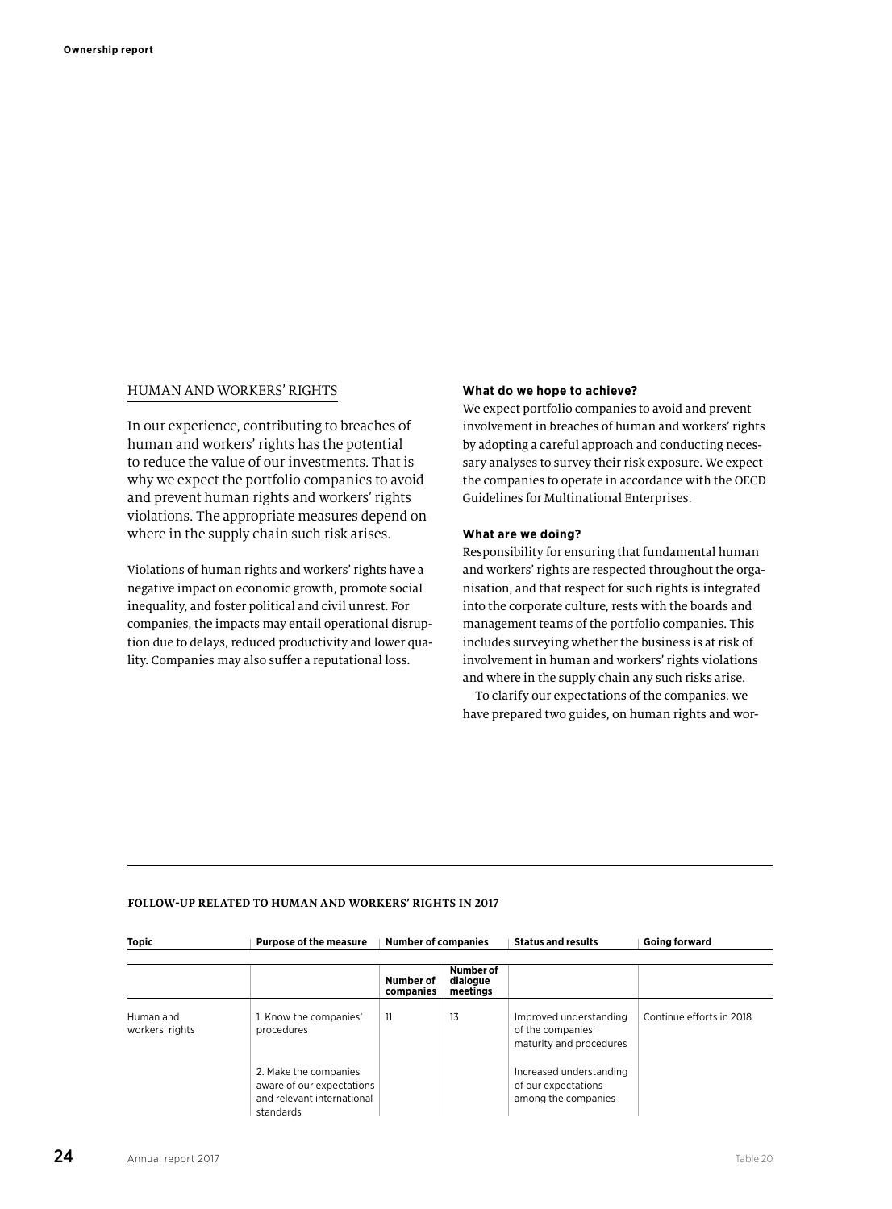## HUMAN AND WORKERS' RIGHTS

In our experience, contributing to breaches of human and workers' rights has the potential to reduce the value of our investments. That is why we expect the portfolio companies to avoid and prevent human rights and workers' rights violations. The appropriate measures depend on where in the supply chain such risk arises.

Violations of human rights and workers' rights have a negative impact on economic growth, promote social inequality, and foster political and civil unrest. For companies, the impacts may entail operational disruption due to delays, reduced productivity and lower quality. Companies may also suffer a reputational loss.

**What do we hope to achieve?**

We expect portfolio companies to avoid and prevent involvement in breaches of human and workers' rights by adopting a careful approach and conducting necessary analyses to survey their risk exposure. We expect the companies to operate in accordance with the OECD Guidelines for Multinational Enterprises.

**What are we doing?**

Responsibility for ensuring that fundamental human and workers' rights are respected throughout the organisation, and that respect for such rights is integrated into the corporate culture, rests with the boards and management teams of the portfolio companies. This includes surveying whether the business is at risk of involvement in human and workers' rights violations and where in the supply chain any such risks arise.

To clarify our expectations of the companies, we have prepared two guides, on human rights and wor-

**FOLLOW-UP RELATED TO HUMAN AND WORKERS' RIGHTS IN 2017**

| Topic | Purpose of the measure | Number of companies | | Status and results | Going forward |
|---|---|---|---|---|---|
| | | Number of companies | Number of dialogue meetings | | |
| Human and workers' rights | 1. Know the companies' procedures | 11 | 13 | Improved understanding of the companies' maturity and procedures | Continue efforts in 2018 |
| | 2. Make the companies aware of our expectations and relevant international standards | | | Increased understanding of our expectations among the companies | |

Table 20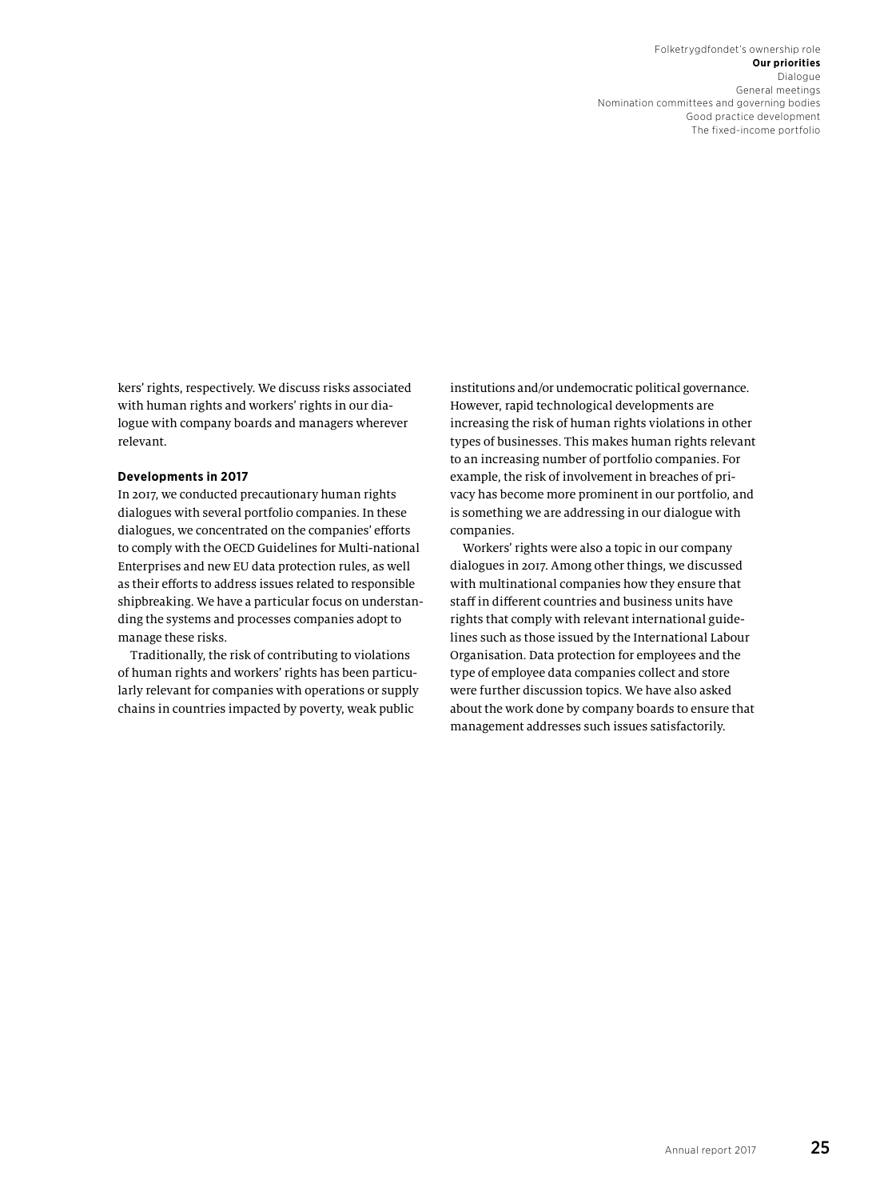kers' rights, respectively. We discuss risks associated with human rights and workers' rights in our dialogue with company boards and managers wherever relevant.

**Developments in 2017**

In 2017, we conducted precautionary human rights dialogues with several portfolio companies. In these dialogues, we concentrated on the companies' efforts to comply with the OECD Guidelines for Multi-national Enterprises and new EU data protection rules, as well as their efforts to address issues related to responsible shipbreaking. We have a particular focus on understanding the systems and processes companies adopt to manage these risks.

Traditionally, the risk of contributing to violations of human rights and workers' rights has been particularly relevant for companies with operations or supply chains in countries impacted by poverty, weak public institutions and/or undemocratic political governance. However, rapid technological developments are increasing the risk of human rights violations in other types of businesses. This makes human rights relevant to an increasing number of portfolio companies. For example, the risk of involvement in breaches of privacy has become more prominent in our portfolio, and is something we are addressing in our dialogue with companies.

Workers' rights were also a topic in our company dialogues in 2017. Among other things, we discussed with multinational companies how they ensure that staff in different countries and business units have rights that comply with relevant international guidelines such as those issued by the International Labour Organisation. Data protection for employees and the type of employee data companies collect and store were further discussion topics. We have also asked about the work done by company boards to ensure that management addresses such issues satisfactorily.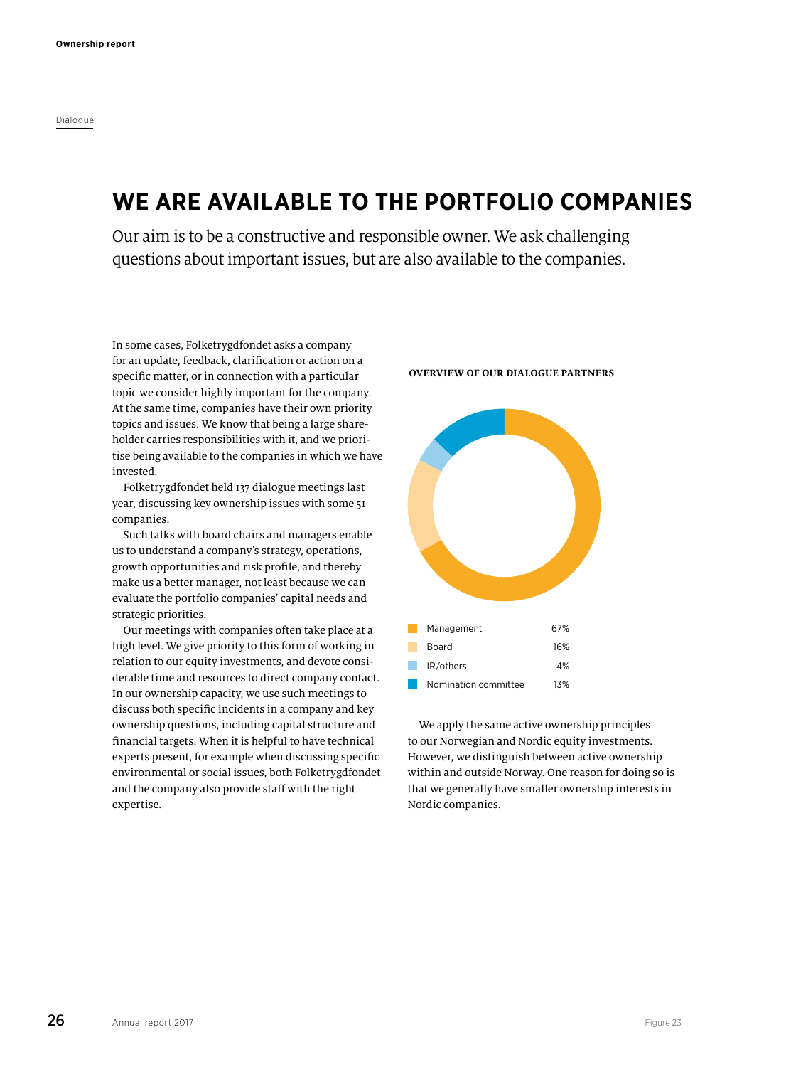Dialogue

# WE ARE AVAILABLE TO THE PORTFOLIO COMPANIES

Our aim is to be a constructive and responsible owner. We ask challenging questions about important issues, but are also available to the companies.

In some cases, Folketrygdfondet asks a company for an update, feedback, clarification or action on a specific matter, or in connection with a particular topic we consider highly important for the company. At the same time, companies have their own priority topics and issues. We know that being a large shareholder carries responsibilities with it, and we prioritise being available to the companies in which we have invested.

Folketrygdfondet held 137 dialogue meetings last year, discussing key ownership issues with some 51 companies.

Such talks with board chairs and managers enable us to understand a company's strategy, operations, growth opportunities and risk profile, and thereby make us a better manager, not least because we can evaluate the portfolio companies' capital needs and strategic priorities.

Our meetings with companies often take place at a high level. We give priority to this form of working in relation to our equity investments, and devote considerable time and resources to direct company contact. In our ownership capacity, we use such meetings to discuss both specific incidents in a company and key ownership questions, including capital structure and financial targets. When it is helpful to have technical experts present, for example when discussing specific environmental or social issues, both Folketrygdfondet and the company also provide staff with the right expertise.

**OVERVIEW OF OUR DIALOGUE PARTNERS**

| Dialogue partner | Share |
|---|---|
| Management | 67% |
| Board | 16% |
| IR/others | 4% |
| Nomination committee | 13% |

Figure 23

We apply the same active ownership principles to our Norwegian and Nordic equity investments. However, we distinguish between active ownership within and outside Norway. One reason for doing so is that we generally have smaller ownership interests in Nordic companies.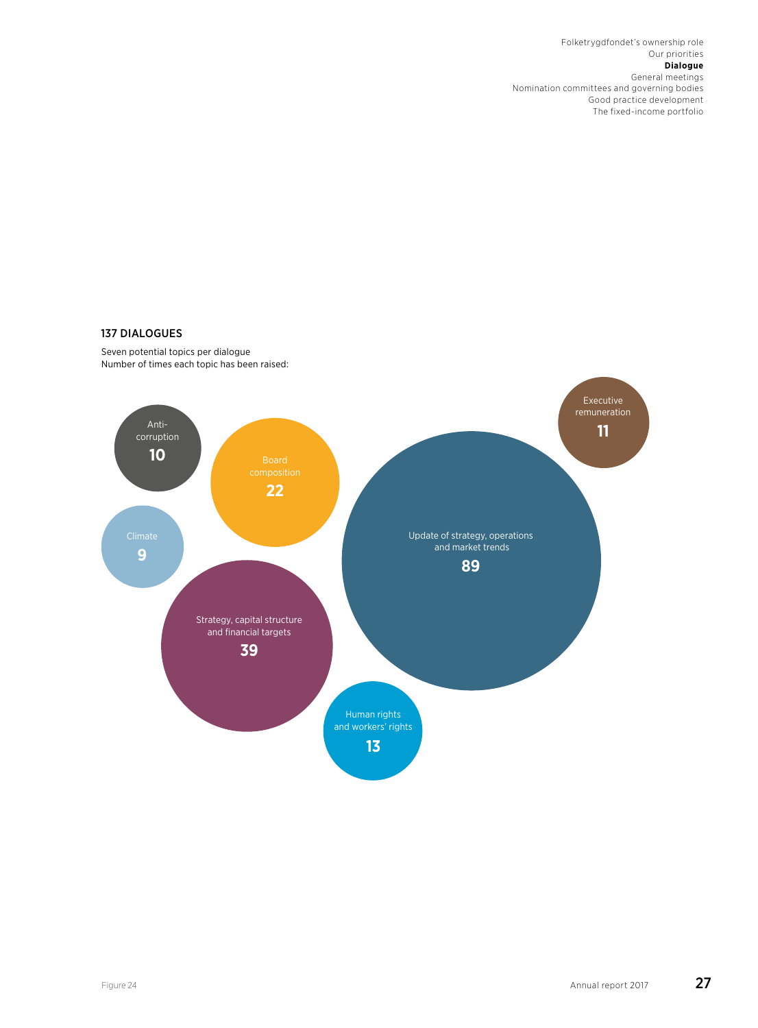## 137 DIALOGUES

Seven potential topics per dialogue
Number of times each topic has been raised:

| Topic | Number of times raised |
| --- | --- |
| Anti-corruption | 10 |
| Board composition | 22 |
| Executive remuneration | 11 |
| Climate | 9 |
| Update of strategy, operations and market trends | 89 |
| Strategy, capital structure and financial targets | 39 |
| Human rights and workers' rights | 13 |

Figure 24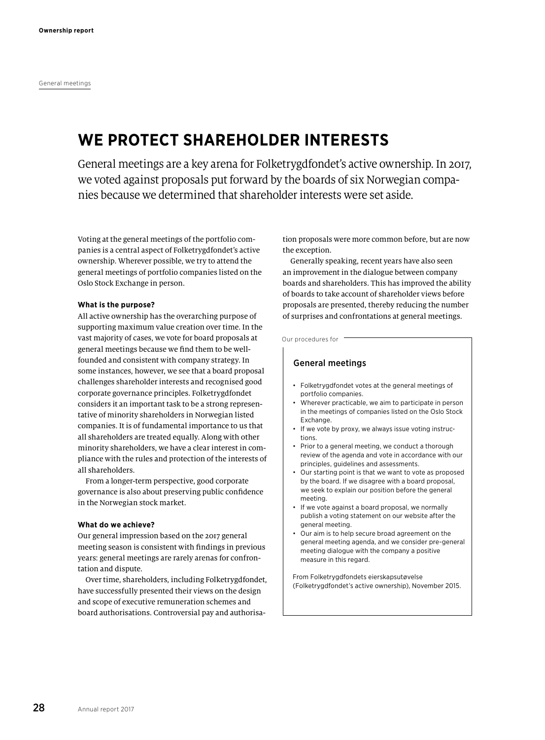General meetings

# WE PROTECT SHAREHOLDER INTERESTS

General meetings are a key arena for Folketrygdfondet's active ownership. In 2017, we voted against proposals put forward by the boards of six Norwegian companies because we determined that shareholder interests were set aside.

Voting at the general meetings of the portfolio companies is a central aspect of Folketrygdfondet's active ownership. Wherever possible, we try to attend the general meetings of portfolio companies listed on the Oslo Stock Exchange in person.

**What is the purpose?**

All active ownership has the overarching purpose of supporting maximum value creation over time. In the vast majority of cases, we vote for board proposals at general meetings because we find them to be well-founded and consistent with company strategy. In some instances, however, we see that a board proposal challenges shareholder interests and recognised good corporate governance principles. Folketrygdfondet considers it an important task to be a strong representative of minority shareholders in Norwegian listed companies. It is of fundamental importance to us that all shareholders are treated equally. Along with other minority shareholders, we have a clear interest in compliance with the rules and protection of the interests of all shareholders.

From a longer-term perspective, good corporate governance is also about preserving public confidence in the Norwegian stock market.

**What do we achieve?**

Our general impression based on the 2017 general meeting season is consistent with findings in previous years: general meetings are rarely arenas for confrontation and dispute.

Over time, shareholders, including Folketrygdfondet, have successfully presented their views on the design and scope of executive remuneration schemes and board authorisations. Controversial pay and authorisation proposals were more common before, but are now the exception.

Generally speaking, recent years have also seen an improvement in the dialogue between company boards and shareholders. This has improved the ability of boards to take account of shareholder views before proposals are presented, thereby reducing the number of surprises and confrontations at general meetings.

Our procedures for

## General meetings

- Folketrygdfondet votes at the general meetings of portfolio companies.
- Wherever practicable, we aim to participate in person in the meetings of companies listed on the Oslo Stock Exchange.
- If we vote by proxy, we always issue voting instructions.
- Prior to a general meeting, we conduct a thorough review of the agenda and vote in accordance with our principles, guidelines and assessments.
- Our starting point is that we want to vote as proposed by the board. If we disagree with a board proposal, we seek to explain our position before the general meeting.
- If we vote against a board proposal, we normally publish a voting statement on our website after the general meeting.
- Our aim is to help secure broad agreement on the general meeting agenda, and we consider pre-general meeting dialogue with the company a positive measure in this regard.

From Folketrygdfondets eierskapsutøvelse (Folketrygdfondet's active ownership), November 2015.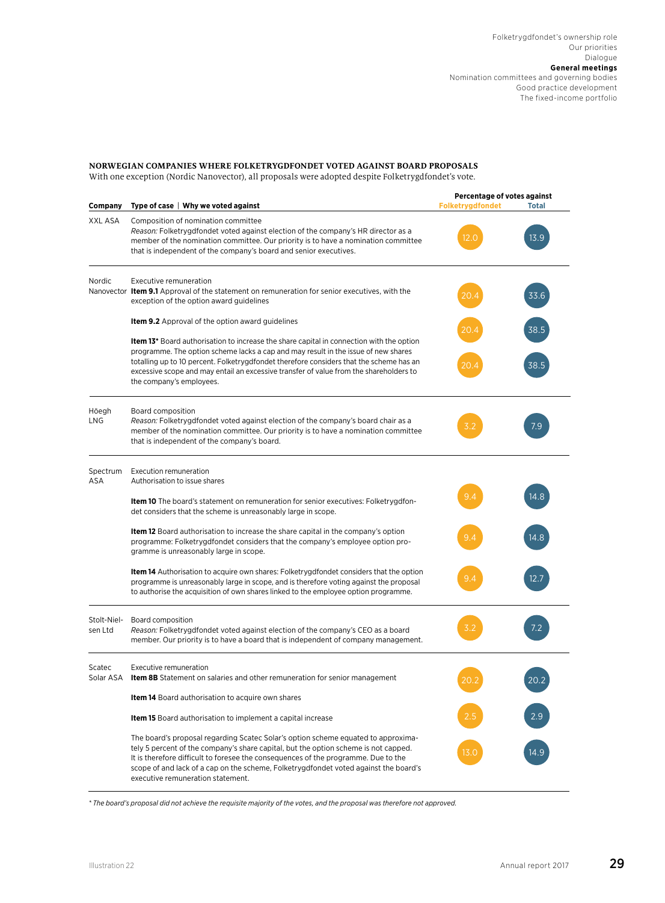**NORWEGIAN COMPANIES WHERE FOLKETRYGDFONDET VOTED AGAINST BOARD PROPOSALS**

With one exception (Nordic Nanovector), all proposals were adopted despite Folketrygdfondet's vote.

| Company | Type of case \| Why we voted against | Percentage of votes against: Folketrygdfondet | Percentage of votes against: Total |
|---|---|---|---|
| XXL ASA | Composition of nomination committee *Reason:* Folketrygdfondet voted against election of the company's HR director as a member of the nomination committee. Our priority is to have a nomination committee that is independent of the company's board and senior executives. | 12.0 | 13.9 |
| Nordic Nanovector | Executive remuneration **Item 9.1** Approval of the statement on remuneration for senior executives, with the exception of the option award guidelines | 20.4 | 33.6 |
| | **Item 9.2** Approval of the option award guidelines | 20.4 | 38.5 |
| | **Item 13*** Board authorisation to increase the share capital in connection with the option programme. The option scheme lacks a cap and may result in the issue of new shares totalling up to 10 percent. Folketrygdfondet therefore considers that the scheme has an excessive scope and may entail an excessive transfer of value from the shareholders to the company's employees. | 20.4 | 38.5 |
| Höegh LNG | Board composition *Reason:* Folketrygdfondet voted against election of the company's board chair as a member of the nomination committee. Our priority is to have a nomination committee that is independent of the company's board. | 3.2 | 7.9 |
| Spectrum ASA | Execution remuneration Authorisation to issue shares **Item 10** The board's statement on remuneration for senior executives: Folketrygdfondet considers that the scheme is unreasonably large in scope. | 9.4 | 14.8 |
| | **Item 12** Board authorisation to increase the share capital in the company's option programme: Folketrygdfondet considers that the company's employee option programme is unreasonably large in scope. | 9.4 | 14.8 |
| | **Item 14** Authorisation to acquire own shares: Folketrygdfondet considers that the option programme is unreasonably large in scope, and is therefore voting against the proposal to authorise the acquisition of own shares linked to the employee option programme. | 9.4 | 12.7 |
| Stolt-Nielsen Ltd | Board composition *Reason:* Folketrygdfondet voted against election of the company's CEO as a board member. Our priority is to have a board that is independent of company management. | 3.2 | 7.2 |
| Scatec Solar ASA | Executive remuneration **Item 8B** Statement on salaries and other remuneration for senior management | 20.2 | 20.2 |
| | **Item 14** Board authorisation to acquire own shares | 2.5 | 2.9 |
| | **Item 15** Board authorisation to implement a capital increase The board's proposal regarding Scatec Solar's option scheme equated to approximately 5 percent of the company's share capital, but the option scheme is not capped. It is therefore difficult to foresee the consequences of the programme. Due to the scope of and lack of a cap on the scheme, Folketrygdfondet voted against the board's executive remuneration statement. | 13.0 | 14.9 |

*\* The board's proposal did not achieve the requisite majority of the votes, and the proposal was therefore not approved.*

Illustration 22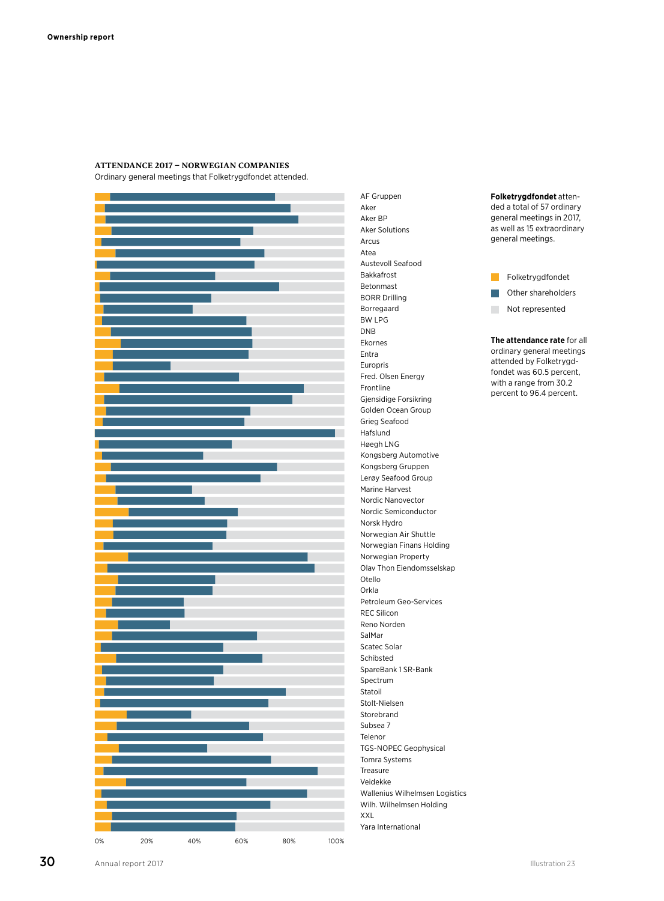### ATTENDANCE 2017 – NORWEGIAN COMPANIES

Ordinary general meetings that Folketrygdfondet attended.

AF Gruppen
Aker
Aker BP
Aker Solutions
Arcus
Atea
Austevoll Seafood
Bakkafrost
Betonmast
BORR Drilling
Borregaard
BW LPG
DNB
Ekornes
Entra
Europris
Fred. Olsen Energy
Frontline
Gjensidige Forsikring
Golden Ocean Group
Grieg Seafood
Hafslund
Høegh LNG
Kongsberg Automotive
Kongsberg Gruppen
Lerøy Seafood Group
Marine Harvest
Nordic Nanovector
Nordic Semiconductor
Norsk Hydro
Norwegian Air Shuttle
Norwegian Finans Holding
Norwegian Property
Olav Thon Eiendomsselskap
Otello
Orkla
Petroleum Geo-Services
REC Silicon
Reno Norden
SalMar
Scatec Solar
Schibsted
SpareBank 1 SR-Bank
Spectrum
Statoil
Stolt-Nielsen
Storebrand
Subsea 7
Telenor
TGS-NOPEC Geophysical
Tomra Systems
Treasure
Veidekke
Wallenius Wilhelmsen Logistics
Wilh. Wilhelmsen Holding
XXL
Yara International

0% 20% 40% 60% 80% 100%

**Folketrygdfondet** attended a total of 57 ordinary general meetings in 2017, as well as 15 extraordinary general meetings.

- Folketrygdfondet
- Other shareholders
- Not represented

**The attendance rate** for all ordinary general meetings attended by Folketrygdfondet was 60.5 percent, with a range from 30.2 percent to 96.4 percent.

Illustration 23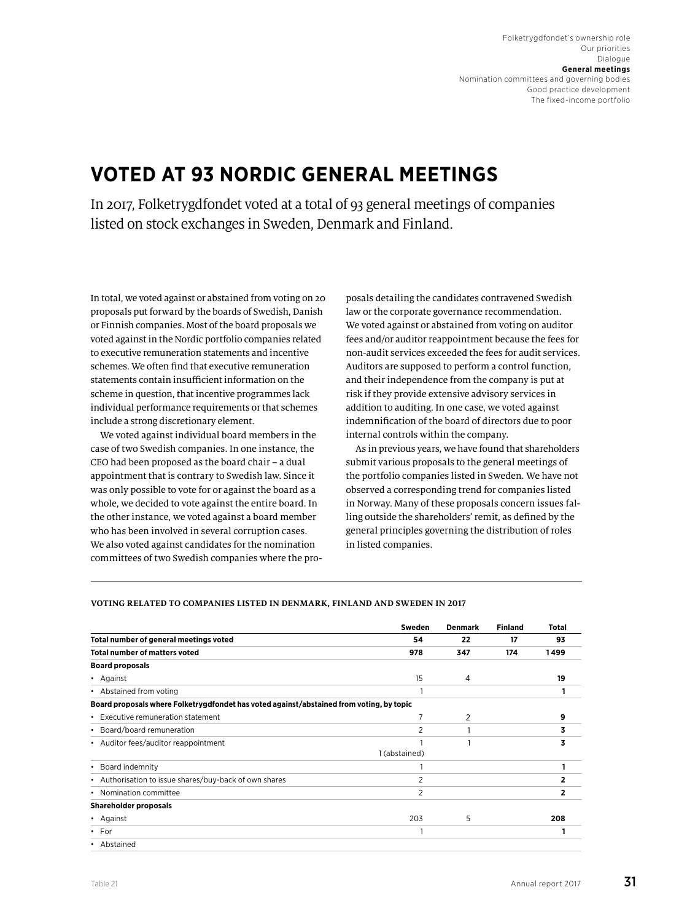# VOTED AT 93 NORDIC GENERAL MEETINGS

In 2017, Folketrygdfondet voted at a total of 93 general meetings of companies listed on stock exchanges in Sweden, Denmark and Finland.

In total, we voted against or abstained from voting on 20 proposals put forward by the boards of Swedish, Danish or Finnish companies. Most of the board proposals we voted against in the Nordic portfolio companies related to executive remuneration statements and incentive schemes. We often find that executive remuneration statements contain insufficient information on the scheme in question, that incentive programmes lack individual performance requirements or that schemes include a strong discretionary element.

We voted against individual board members in the case of two Swedish companies. In one instance, the CEO had been proposed as the board chair – a dual appointment that is contrary to Swedish law. Since it was only possible to vote for or against the board as a whole, we decided to vote against the entire board. In the other instance, we voted against a board member who has been involved in several corruption cases. We also voted against candidates for the nomination committees of two Swedish companies where the proposals detailing the candidates contravened Swedish law or the corporate governance recommendation. We voted against or abstained from voting on auditor fees and/or auditor reappointment because the fees for non-audit services exceeded the fees for audit services. Auditors are supposed to perform a control function, and their independence from the company is put at risk if they provide extensive advisory services in addition to auditing. In one case, we voted against indemnification of the board of directors due to poor internal controls within the company.

As in previous years, we have found that shareholders submit various proposals to the general meetings of the portfolio companies listed in Sweden. We have not observed a corresponding trend for companies listed in Norway. Many of these proposals concern issues falling outside the shareholders' remit, as defined by the general principles governing the distribution of roles in listed companies.

**VOTING RELATED TO COMPANIES LISTED IN DENMARK, FINLAND AND SWEDEN IN 2017**

| | Sweden | Denmark | Finland | Total |
|---|---|---|---|---|
| **Total number of general meetings voted** | **54** | **22** | **17** | **93** |
| **Total number of matters voted** | **978** | **347** | **174** | **1499** |
| **Board proposals** | | | | |
| • Against | 15 | 4 | | **19** |
| • Abstained from voting | 1 | | | **1** |
| **Board proposals where Folketrygdfondet has voted against/abstained from voting, by topic** | | | | |
| • Executive remuneration statement | 7 | 2 | | **9** |
| • Board/board remuneration | 2 | 1 | | **3** |
| • Auditor fees/auditor reappointment | 1<br>1 (abstained) | 1 | | **3** |
| • Board indemnity | 1 | | | **1** |
| • Authorisation to issue shares/buy-back of own shares | 2 | | | **2** |
| • Nomination committee | 2 | | | **2** |
| **Shareholder proposals** | | | | |
| • Against | 203 | 5 | | **208** |
| • For | 1 | | | **1** |
| • Abstained | | | | |

Table 21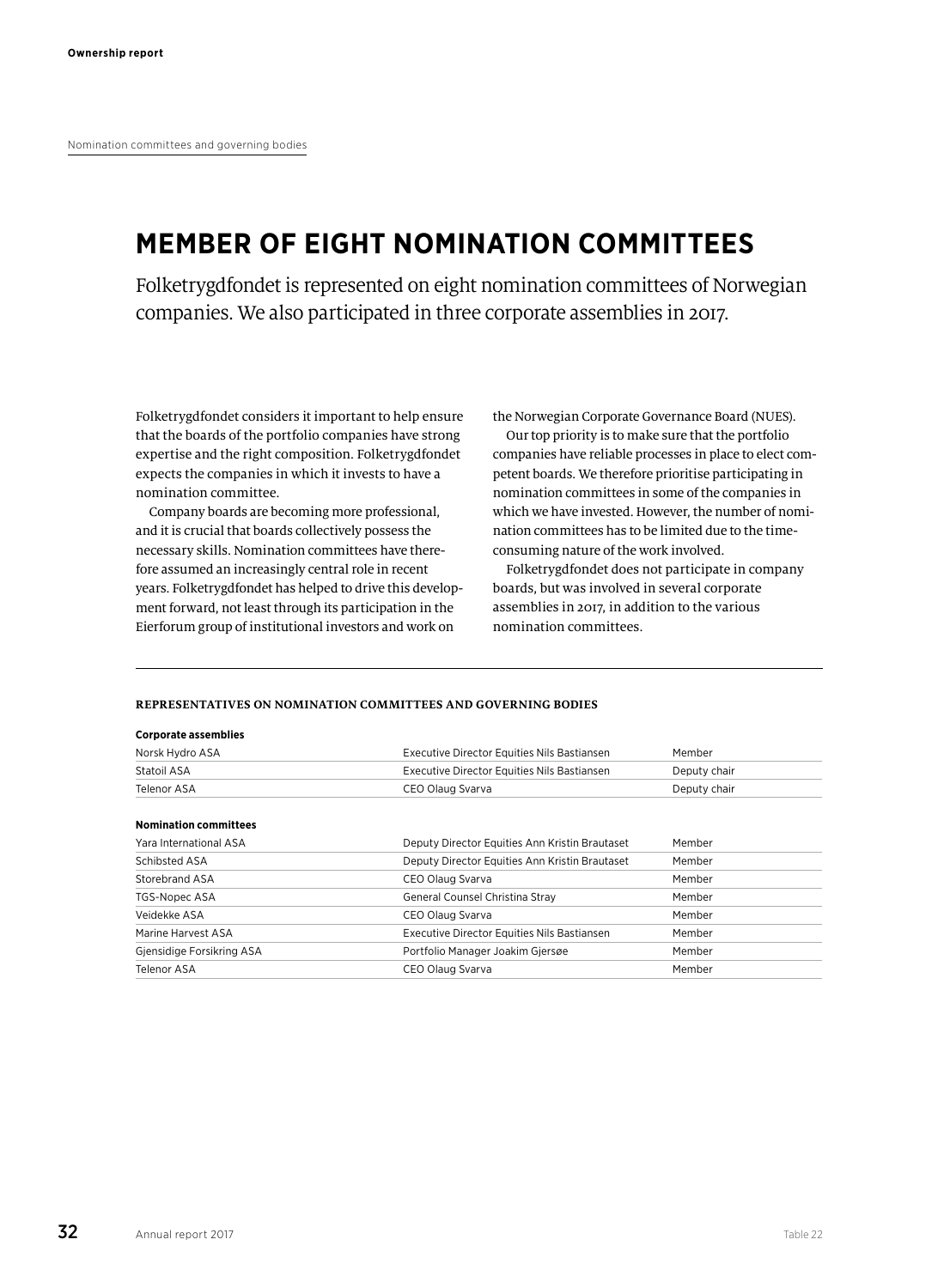Nomination committees and governing bodies

# MEMBER OF EIGHT NOMINATION COMMITTEES

Folketrygdfondet is represented on eight nomination committees of Norwegian companies. We also participated in three corporate assemblies in 2017.

Folketrygdfondet considers it important to help ensure that the boards of the portfolio companies have strong expertise and the right composition. Folketrygdfondet expects the companies in which it invests to have a nomination committee.

Company boards are becoming more professional, and it is crucial that boards collectively possess the necessary skills. Nomination committees have therefore assumed an increasingly central role in recent years. Folketrygdfondet has helped to drive this development forward, not least through its participation in the Eierforum group of institutional investors and work on the Norwegian Corporate Governance Board (NUES).

Our top priority is to make sure that the portfolio companies have reliable processes in place to elect competent boards. We therefore prioritise participating in nomination committees in some of the companies in which we have invested. However, the number of nomination committees has to be limited due to the time-consuming nature of the work involved.

Folketrygdfondet does not participate in company boards, but was involved in several corporate assemblies in 2017, in addition to the various nomination committees.

**REPRESENTATIVES ON NOMINATION COMMITTEES AND GOVERNING BODIES**

| **Corporate assemblies** | | |
|---|---|---|
| Norsk Hydro ASA | Executive Director Equities Nils Bastiansen | Member |
| Statoil ASA | Executive Director Equities Nils Bastiansen | Deputy chair |
| Telenor ASA | CEO Olaug Svarva | Deputy chair |
| **Nomination committees** | | |
| Yara International ASA | Deputy Director Equities Ann Kristin Brautaset | Member |
| Schibsted ASA | Deputy Director Equities Ann Kristin Brautaset | Member |
| Storebrand ASA | CEO Olaug Svarva | Member |
| TGS-Nopec ASA | General Counsel Christina Stray | Member |
| Veidekke ASA | CEO Olaug Svarva | Member |
| Marine Harvest ASA | Executive Director Equities Nils Bastiansen | Member |
| Gjensidige Forsikring ASA | Portfolio Manager Joakim Gjersøe | Member |
| Telenor ASA | CEO Olaug Svarva | Member |

Table 22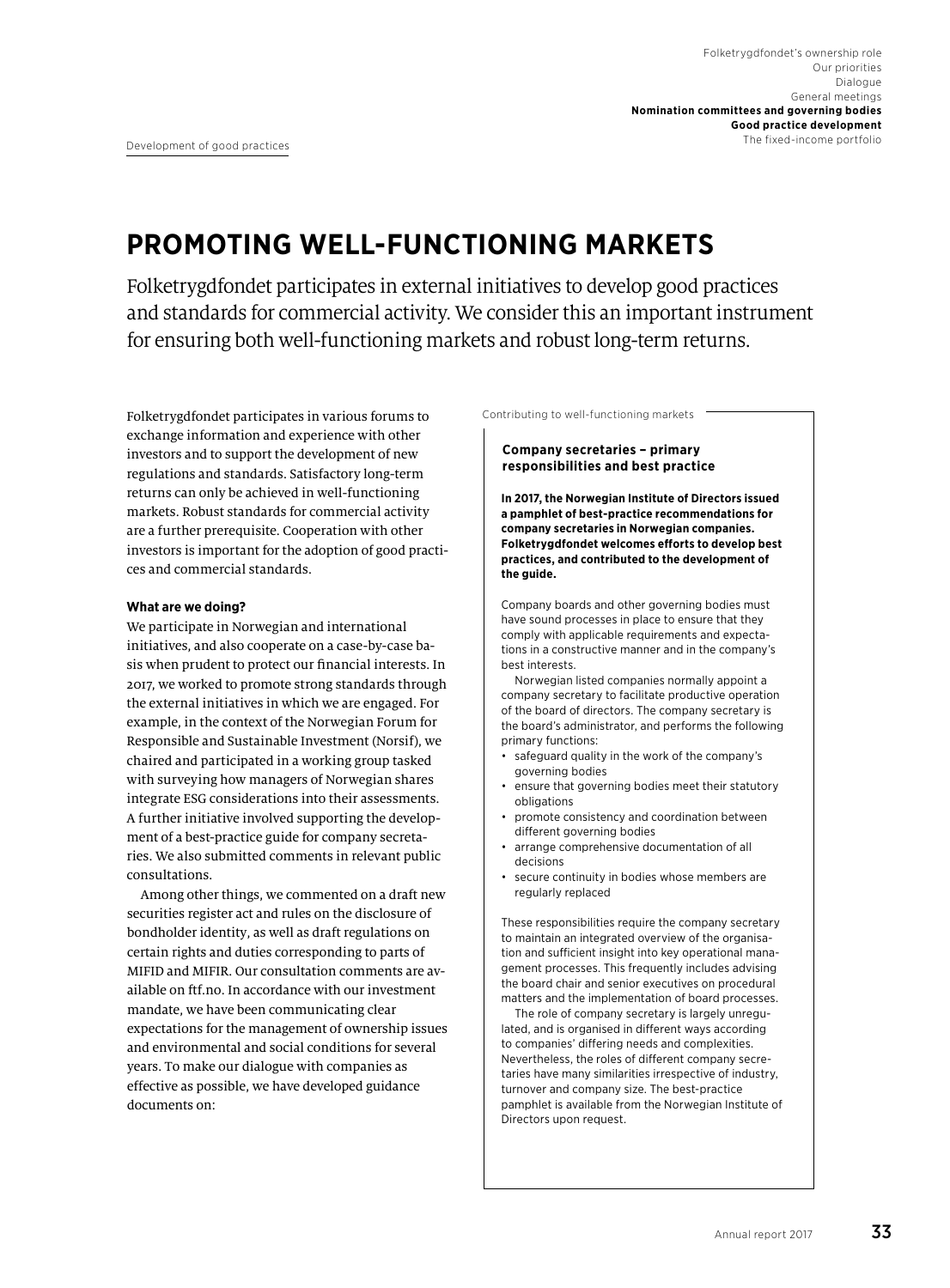# PROMOTING WELL-FUNCTIONING MARKETS

Folketrygdfondet participates in external initiatives to develop good practices and standards for commercial activity. We consider this an important instrument for ensuring both well-functioning markets and robust long-term returns.

Folketrygdfondet participates in various forums to exchange information and experience with other investors and to support the development of new regulations and standards. Satisfactory long-term returns can only be achieved in well-functioning markets. Robust standards for commercial activity are a further prerequisite. Cooperation with other investors is important for the adoption of good practices and commercial standards.

**What are we doing?**

We participate in Norwegian and international initiatives, and also cooperate on a case-by-case basis when prudent to protect our financial interests. In 2017, we worked to promote strong standards through the external initiatives in which we are engaged. For example, in the context of the Norwegian Forum for Responsible and Sustainable Investment (Norsif), we chaired and participated in a working group tasked with surveying how managers of Norwegian shares integrate ESG considerations into their assessments. A further initiative involved supporting the development of a best-practice guide for company secretaries. We also submitted comments in relevant public consultations.

Among other things, we commented on a draft new securities register act and rules on the disclosure of bondholder identity, as well as draft regulations on certain rights and duties corresponding to parts of MIFID and MIFIR. Our consultation comments are available on ftf.no. In accordance with our investment mandate, we have been communicating clear expectations for the management of ownership issues and environmental and social conditions for several years. To make our dialogue with companies as effective as possible, we have developed guidance documents on:

Contributing to well-functioning markets

### Company secretaries – primary responsibilities and best practice

**In 2017, the Norwegian Institute of Directors issued a pamphlet of best-practice recommendations for company secretaries in Norwegian companies. Folketrygdfondet welcomes efforts to develop best practices, and contributed to the development of the guide.**

Company boards and other governing bodies must have sound processes in place to ensure that they comply with applicable requirements and expectations in a constructive manner and in the company's best interests.

Norwegian listed companies normally appoint a company secretary to facilitate productive operation of the board of directors. The company secretary is the board's administrator, and performs the following primary functions:

- safeguard quality in the work of the company's governing bodies
- ensure that governing bodies meet their statutory obligations
- promote consistency and coordination between different governing bodies
- arrange comprehensive documentation of all decisions
- secure continuity in bodies whose members are regularly replaced

These responsibilities require the company secretary to maintain an integrated overview of the organisation and sufficient insight into key operational management processes. This frequently includes advising the board chair and senior executives on procedural matters and the implementation of board processes.

The role of company secretary is largely unregulated, and is organised in different ways according to companies' differing needs and complexities. Nevertheless, the roles of different company secretaries have many similarities irrespective of industry, turnover and company size. The best-practice pamphlet is available from the Norwegian Institute of Directors upon request.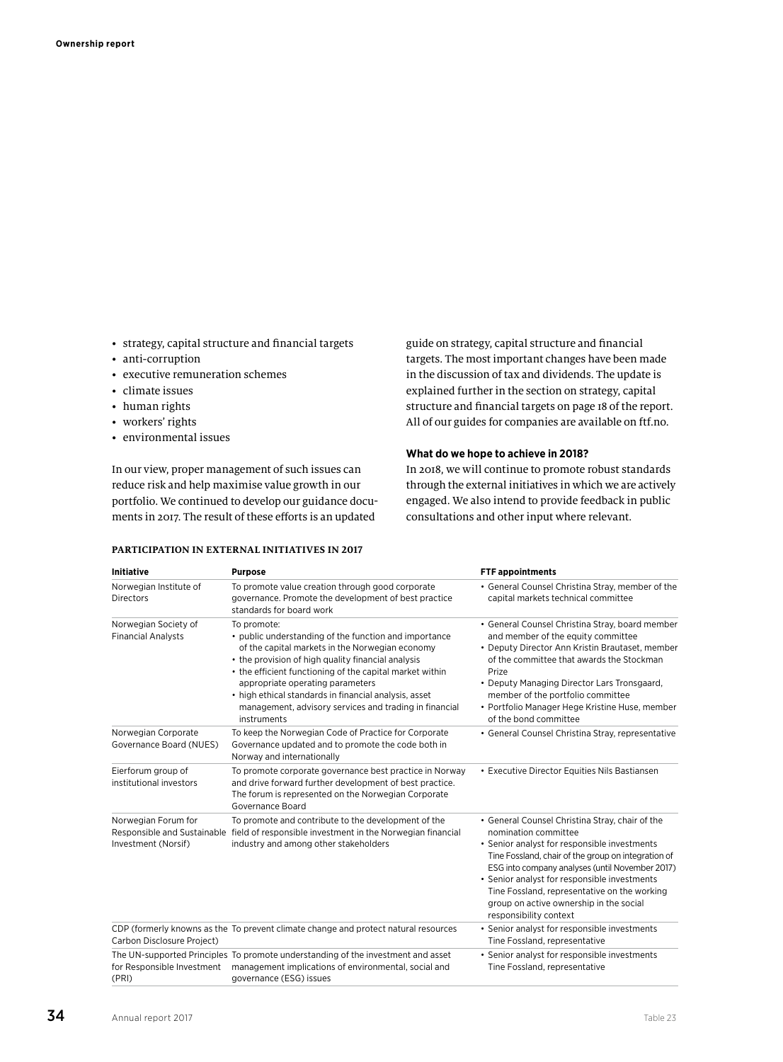- strategy, capital structure and financial targets
- anti-corruption
- executive remuneration schemes
- climate issues
- human rights
- workers' rights
- environmental issues

In our view, proper management of such issues can reduce risk and help maximise value growth in our portfolio. We continued to develop our guidance documents in 2017. The result of these efforts is an updated guide on strategy, capital structure and financial targets. The most important changes have been made in the discussion of tax and dividends. The update is explained further in the section on strategy, capital structure and financial targets on page 18 of the report. All of our guides for companies are available on ftf.no.

**What do we hope to achieve in 2018?**

In 2018, we will continue to promote robust standards through the external initiatives in which we are actively engaged. We also intend to provide feedback in public consultations and other input where relevant.

**PARTICIPATION IN EXTERNAL INITIATIVES IN 2017**

| Initiative | Purpose | FTF appointments |
|---|---|---|
| Norwegian Institute of Directors | To promote value creation through good corporate governance. Promote the development of best practice standards for board work | • General Counsel Christina Stray, member of the capital markets technical committee |
| Norwegian Society of Financial Analysts | To promote: • public understanding of the function and importance of the capital markets in the Norwegian economy • the provision of high quality financial analysis • the efficient functioning of the capital market within appropriate operating parameters • high ethical standards in financial analysis, asset management, advisory services and trading in financial instruments | • General Counsel Christina Stray, board member and member of the equity committee • Deputy Director Ann Kristin Brautaset, member of the committee that awards the Stockman Prize • Deputy Managing Director Lars Tronsgaard, member of the portfolio committee • Portfolio Manager Hege Kristine Huse, member of the bond committee |
| Norwegian Corporate Governance Board (NUES) | To keep the Norwegian Code of Practice for Corporate Governance updated and to promote the code both in Norway and internationally | • General Counsel Christina Stray, representative |
| Eierforum group of institutional investors | To promote corporate governance best practice in Norway and drive forward further development of best practice. The forum is represented on the Norwegian Corporate Governance Board | • Executive Director Equities Nils Bastiansen |
| Norwegian Forum for Responsible and Sustainable Investment (Norsif) | To promote and contribute to the development of the field of responsible investment in the Norwegian financial industry and among other stakeholders | • General Counsel Christina Stray, chair of the nomination committee • Senior analyst for responsible investments Tine Fossland, chair of the group on integration of ESG into company analyses (until November 2017) • Senior analyst for responsible investments Tine Fossland, representative on the working group on active ownership in the social responsibility context |
| CDP (formerly knowns as the Carbon Disclosure Project) | To prevent climate change and protect natural resources | • Senior analyst for responsible investments Tine Fossland, representative |
| The UN-supported Principles for Responsible Investment (PRI) | To promote understanding of the investment and asset management implications of environmental, social and governance (ESG) issues | • Senior analyst for responsible investments Tine Fossland, representative |

Table 23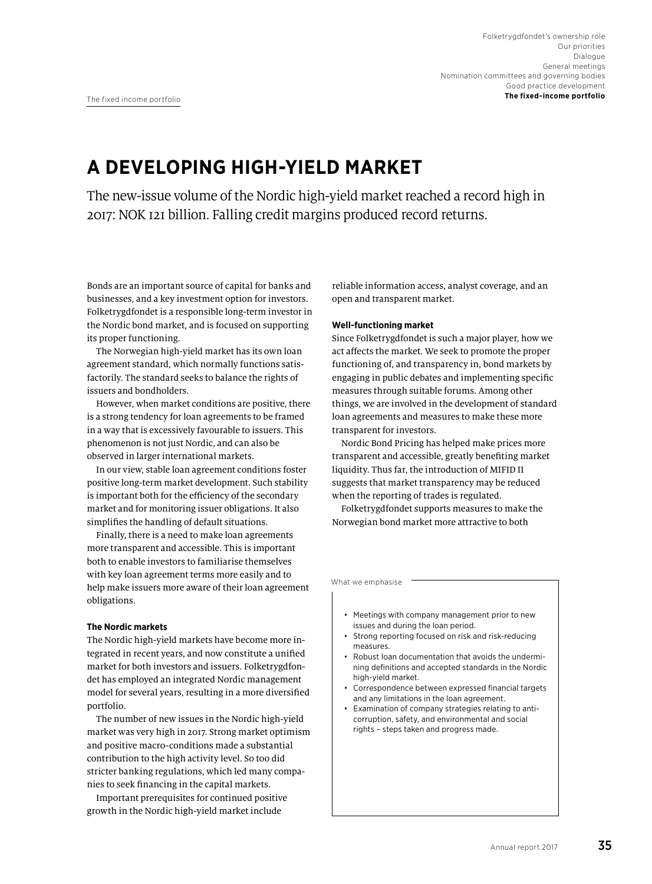# A DEVELOPING HIGH-YIELD MARKET

The new-issue volume of the Nordic high-yield market reached a record high in 2017: NOK 121 billion. Falling credit margins produced record returns.

Bonds are an important source of capital for banks and businesses, and a key investment option for investors. Folketrygdfondet is a responsible long-term investor in the Nordic bond market, and is focused on supporting its proper functioning.

The Norwegian high-yield market has its own loan agreement standard, which normally functions satisfactorily. The standard seeks to balance the rights of issuers and bondholders.

However, when market conditions are positive, there is a strong tendency for loan agreements to be framed in a way that is excessively favourable to issuers. This phenomenon is not just Nordic, and can also be observed in larger international markets.

In our view, stable loan agreement conditions foster positive long-term market development. Such stability is important both for the efficiency of the secondary market and for monitoring issuer obligations. It also simplifies the handling of default situations.

Finally, there is a need to make loan agreements more transparent and accessible. This is important both to enable investors to familiarise themselves with key loan agreement terms more easily and to help make issuers more aware of their loan agreement obligations.

**The Nordic markets**

The Nordic high-yield markets have become more integrated in recent years, and now constitute a unified market for both investors and issuers. Folketrygdfondet has employed an integrated Nordic management model for several years, resulting in a more diversified portfolio.

The number of new issues in the Nordic high-yield market was very high in 2017. Strong market optimism and positive macro-conditions made a substantial contribution to the high activity level. So too did stricter banking regulations, which led many companies to seek financing in the capital markets.

Important prerequisites for continued positive growth in the Nordic high-yield market include reliable information access, analyst coverage, and an open and transparent market.

**Well-functioning market**

Since Folketrygdfondet is such a major player, how we act affects the market. We seek to promote the proper functioning of, and transparency in, bond markets by engaging in public debates and implementing specific measures through suitable forums. Among other things, we are involved in the development of standard loan agreements and measures to make these more transparent for investors.

Nordic Bond Pricing has helped make prices more transparent and accessible, greatly benefiting market liquidity. Thus far, the introduction of MIFID II suggests that market transparency may be reduced when the reporting of trades is regulated.

Folketrygdfondet supports measures to make the Norwegian bond market more attractive to both

What we emphasise

- Meetings with company management prior to new issues and during the loan period.
- Strong reporting focused on risk and risk-reducing measures.
- Robust loan documentation that avoids the undermining definitions and accepted standards in the Nordic high-yield market.
- Correspondence between expressed financial targets and any limitations in the loan agreement.
- Examination of company strategies relating to anti-corruption, safety, and environmental and social rights – steps taken and progress made.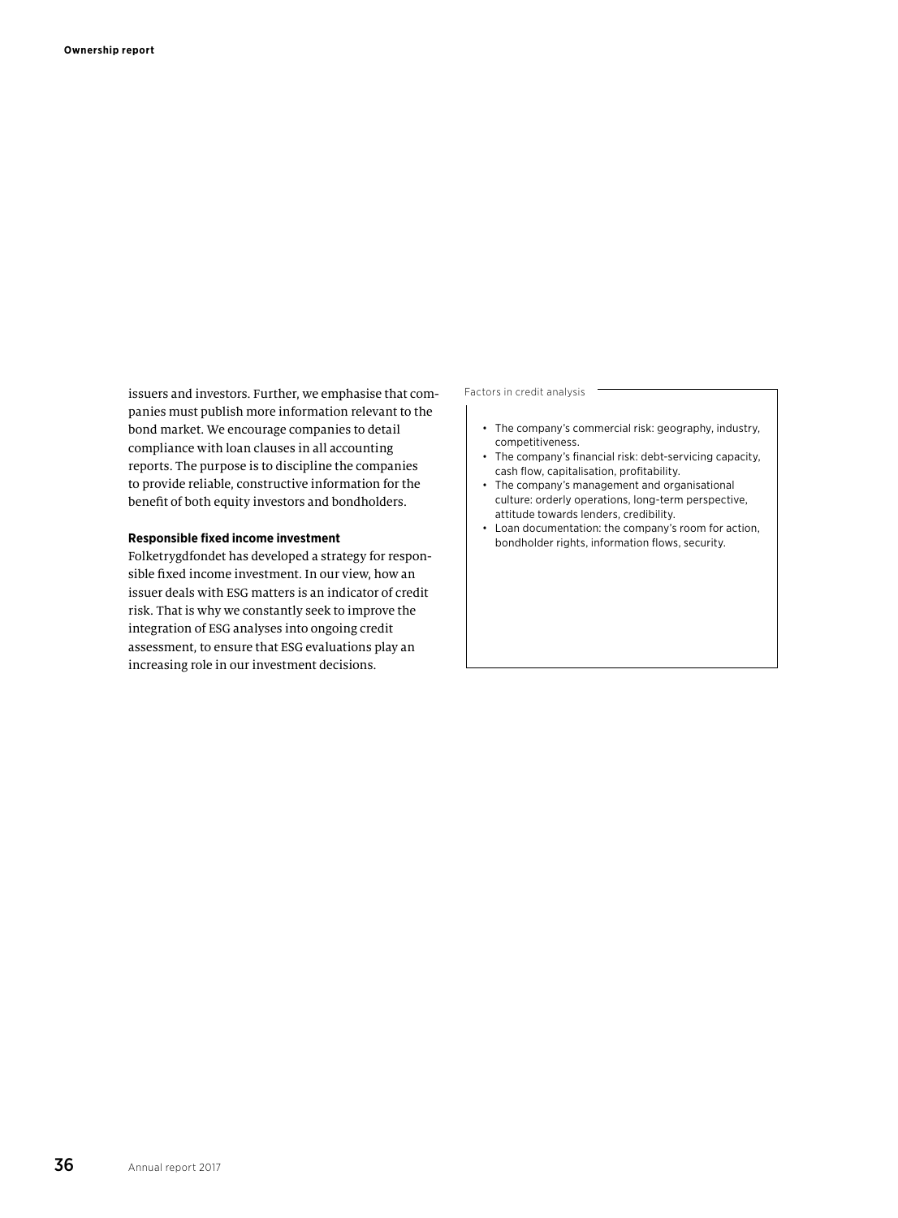issuers and investors. Further, we emphasise that companies must publish more information relevant to the bond market. We encourage companies to detail compliance with loan clauses in all accounting reports. The purpose is to discipline the companies to provide reliable, constructive information for the benefit of both equity investors and bondholders.

**Responsible fixed income investment**

Folketrygdfondet has developed a strategy for responsible fixed income investment. In our view, how an issuer deals with ESG matters is an indicator of credit risk. That is why we constantly seek to improve the integration of ESG analyses into ongoing credit assessment, to ensure that ESG evaluations play an increasing role in our investment decisions.

Factors in credit analysis

- The company's commercial risk: geography, industry, competitiveness.
- The company's financial risk: debt-servicing capacity, cash flow, capitalisation, profitability.
- The company's management and organisational culture: orderly operations, long-term perspective, attitude towards lenders, credibility.
- Loan documentation: the company's room for action, bondholder rights, information flows, security.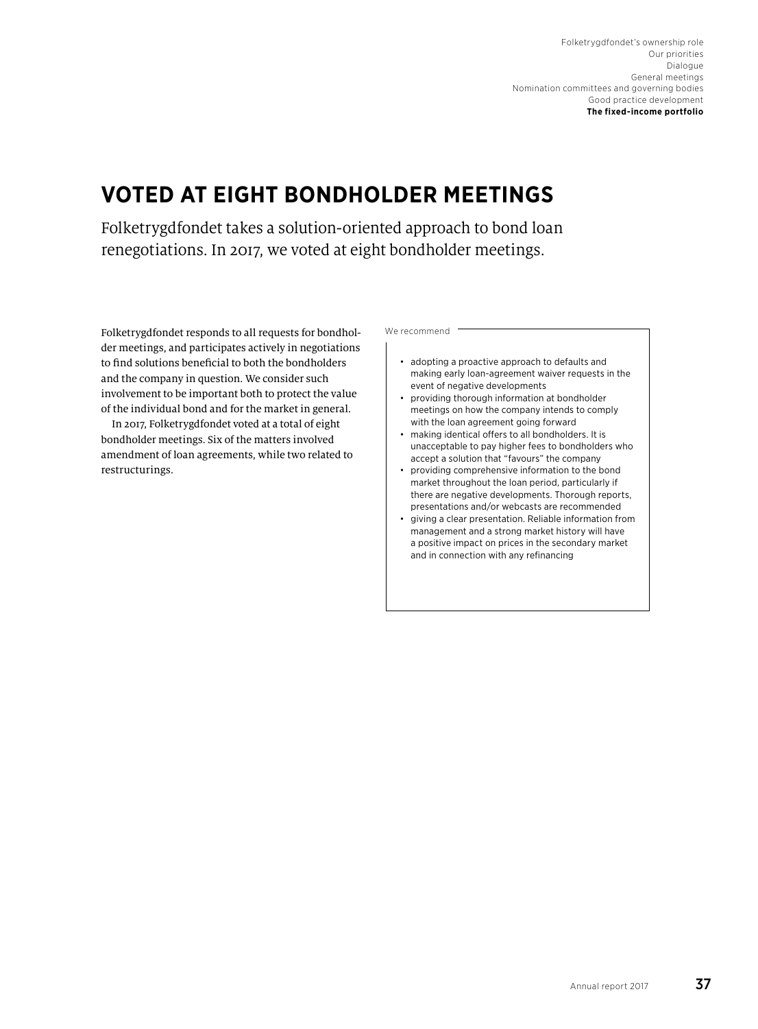# VOTED AT EIGHT BONDHOLDER MEETINGS

Folketrygdfondet takes a solution-oriented approach to bond loan renegotiations. In 2017, we voted at eight bondholder meetings.

Folketrygdfondet responds to all requests for bondholder meetings, and participates actively in negotiations to find solutions beneficial to both the bondholders and the company in question. We consider such involvement to be important both to protect the value of the individual bond and for the market in general.

In 2017, Folketrygdfondet voted at a total of eight bondholder meetings. Six of the matters involved amendment of loan agreements, while two related to restructurings.

We recommend

- adopting a proactive approach to defaults and making early loan-agreement waiver requests in the event of negative developments
- providing thorough information at bondholder meetings on how the company intends to comply with the loan agreement going forward
- making identical offers to all bondholders. It is unacceptable to pay higher fees to bondholders who accept a solution that "favours" the company
- providing comprehensive information to the bond market throughout the loan period, particularly if there are negative developments. Thorough reports, presentations and/or webcasts are recommended
- giving a clear presentation. Reliable information from management and a strong market history will have a positive impact on prices in the secondary market and in connection with any refinancing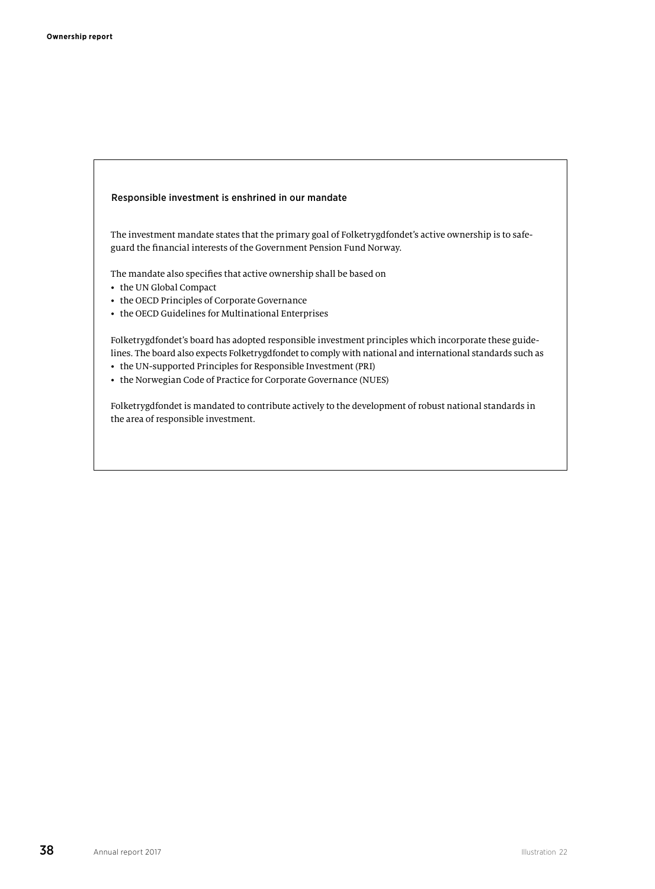## Responsible investment is enshrined in our mandate

The investment mandate states that the primary goal of Folketrygdfondet's active ownership is to safeguard the financial interests of the Government Pension Fund Norway.

The mandate also specifies that active ownership shall be based on

- the UN Global Compact
- the OECD Principles of Corporate Governance
- the OECD Guidelines for Multinational Enterprises

Folketrygdfondet's board has adopted responsible investment principles which incorporate these guidelines. The board also expects Folketrygdfondet to comply with national and international standards such as

- the UN-supported Principles for Responsible Investment (PRI)
- the Norwegian Code of Practice for Corporate Governance (NUES)

Folketrygdfondet is mandated to contribute actively to the development of robust national standards in the area of responsible investment.

Illustration 22